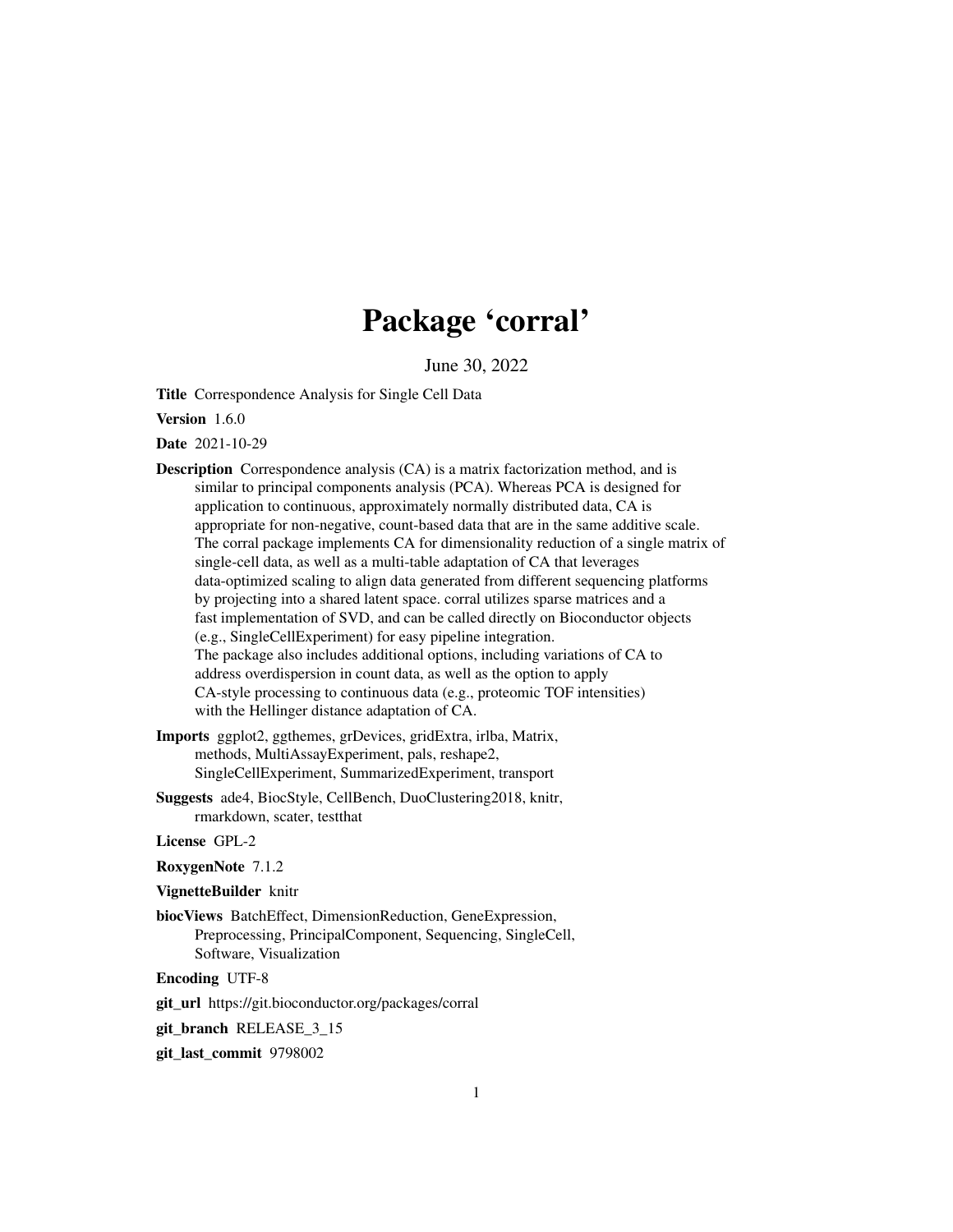# Package 'corral'

June 30, 2022

**Title** Correspondence Analysis for Single Cell Data

**Version** 1.6.0

**Date** 2021-10-29

**Description** Correspondence analysis (CA) is a matrix factorization method, and is similar to principal components analysis (PCA). Whereas PCA is designed for application to continuous, approximately normally distributed data, CA is appropriate for non-negative, count-based data that are in the same additive scale. The corral package implements CA for dimensionality reduction of a single matrix of single-cell data, as well as a multi-table adaptation of CA that leverages data-optimized scaling to align data generated from different sequencing platforms by projecting into a shared latent space. corral utilizes sparse matrices and a fast implementation of SVD, and can be called directly on Bioconductor objects (e.g., SingleCellExperiment) for easy pipeline integration. The package also includes additional options, including variations of CA to address overdispersion in count data, as well as the option to apply CA-style processing to continuous data (e.g., proteomic TOF intensities) with the Hellinger distance adaptation of CA.

**Imports** ggplot2, ggthemes, grDevices, gridExtra, irlba, Matrix, methods, MultiAssayExperiment, pals, reshape2, SingleCellExperiment, SummarizedExperiment, transport

**Suggests** ade4, BiocStyle, CellBench, DuoClustering2018, knitr, rmarkdown, scater, testthat

**License** GPL-2

**RoxygenNote** 7.1.2

**VignetteBuilder** knitr

**biocViews** BatchEffect, DimensionReduction, GeneExpression, Preprocessing, PrincipalComponent, Sequencing, SingleCell, Software, Visualization

**Encoding** UTF-8

**git_url** https://git.bioconductor.org/packages/corral

**git_branch** RELEASE_3_15

**git_last_commit** 9798002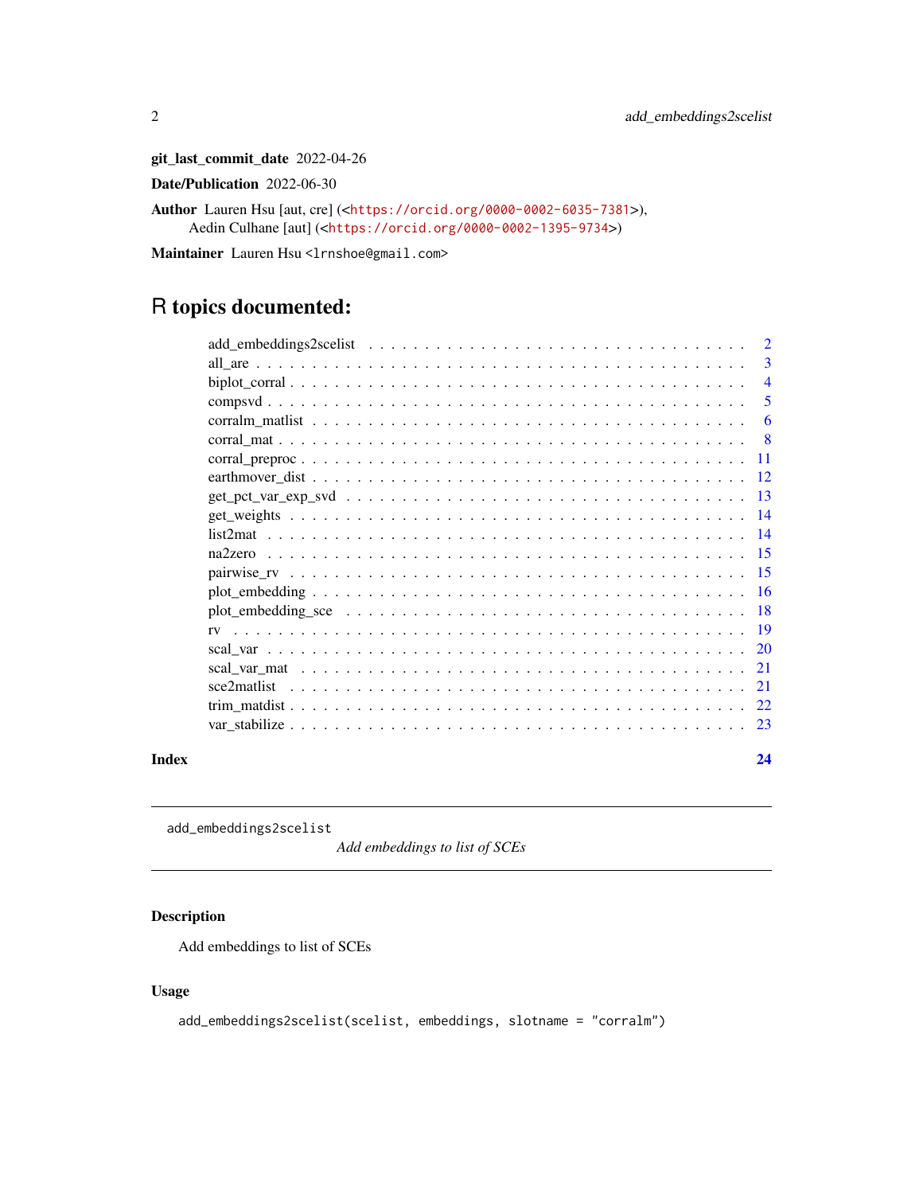**git_last_commit_date** 2022-04-26

**Date/Publication** 2022-06-30

**Author** Lauren Hsu [aut, cre] (<https://orcid.org/0000-0002-6035-7381>), Aedin Culhane [aut] (<https://orcid.org/0000-0002-1395-9734>)

**Maintainer** Lauren Hsu <lrnshoe@gmail.com>

# R topics documented:

| | |
|---|---|
| add_embeddings2scelist | 2 |
| all_are | 3 |
| biplot_corral | 4 |
| compsvd | 5 |
| corralm_matlist | 6 |
| corral_mat | 8 |
| corral_preproc | 11 |
| earthmover_dist | 12 |
| get_pct_var_exp_svd | 13 |
| get_weights | 14 |
| list2mat | 14 |
| na2zero | 15 |
| pairwise_rv | 15 |
| plot_embedding | 16 |
| plot_embedding_sce | 18 |
| rv | 19 |
| scal_var | 20 |
| scal_var_mat | 21 |
| sce2matlist | 21 |
| trim_matdist | 22 |
| var_stabilize | 23 |
| **Index** | **24** |

---

`add_embeddings2scelist` *Add embeddings to list of SCEs*

---

## Description

Add embeddings to list of SCEs

## Usage

```
add_embeddings2scelist(scelist, embeddings, slotname = "corralm")
```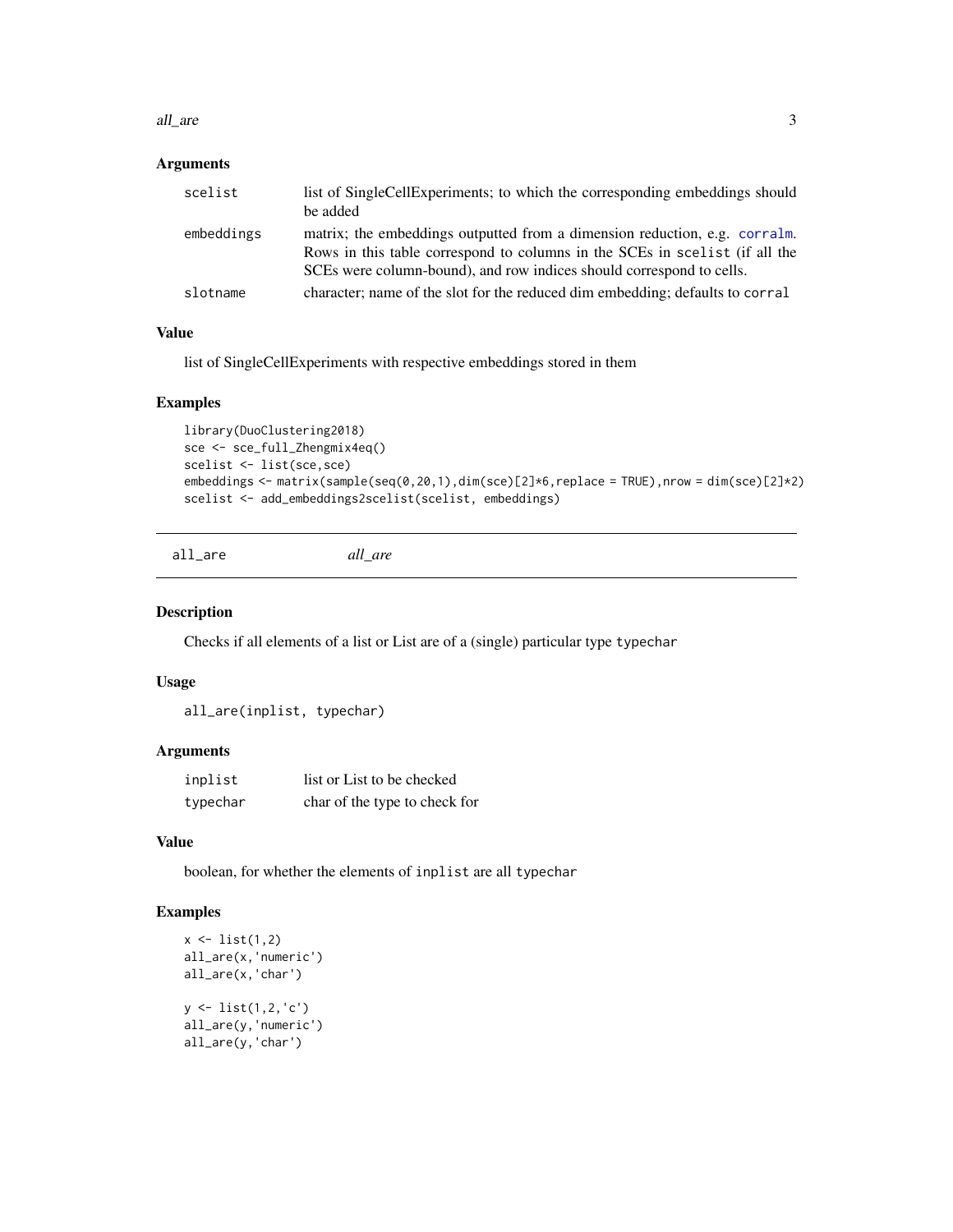### Arguments

| | |
|---|---|
| scelist | list of SingleCellExperiments; to which the corresponding embeddings should be added |
| embeddings | matrix; the embeddings outputted from a dimension reduction, e.g. corralm. Rows in this table correspond to columns in the SCEs in scelist (if all the SCEs were column-bound), and row indices should correspond to cells. |
| slotname | character; name of the slot for the reduced dim embedding; defaults to corral |

### Value

list of SingleCellExperiments with respective embeddings stored in them

### Examples

```
library(DuoClustering2018)
sce <- sce_full_Zhengmix4eq()
scelist <- list(sce,sce)
embeddings <- matrix(sample(seq(0,20,1),dim(sce)[2]*6,replace = TRUE),nrow = dim(sce)[2]*2)
scelist <- add_embeddings2scelist(scelist, embeddings)
```

## all_are    *all_are*

### Description

Checks if all elements of a list or List are of a (single) particular type typechar

### Usage

```
all_are(inplist, typechar)
```

### Arguments

| | |
|---|---|
| inplist | list or List to be checked |
| typechar | char of the type to check for |

### Value

boolean, for whether the elements of inplist are all typechar

### Examples

```
x <- list(1,2)
all_are(x,'numeric')
all_are(x,'char')

y <- list(1,2,'c')
all_are(y,'numeric')
all_are(y,'char')
```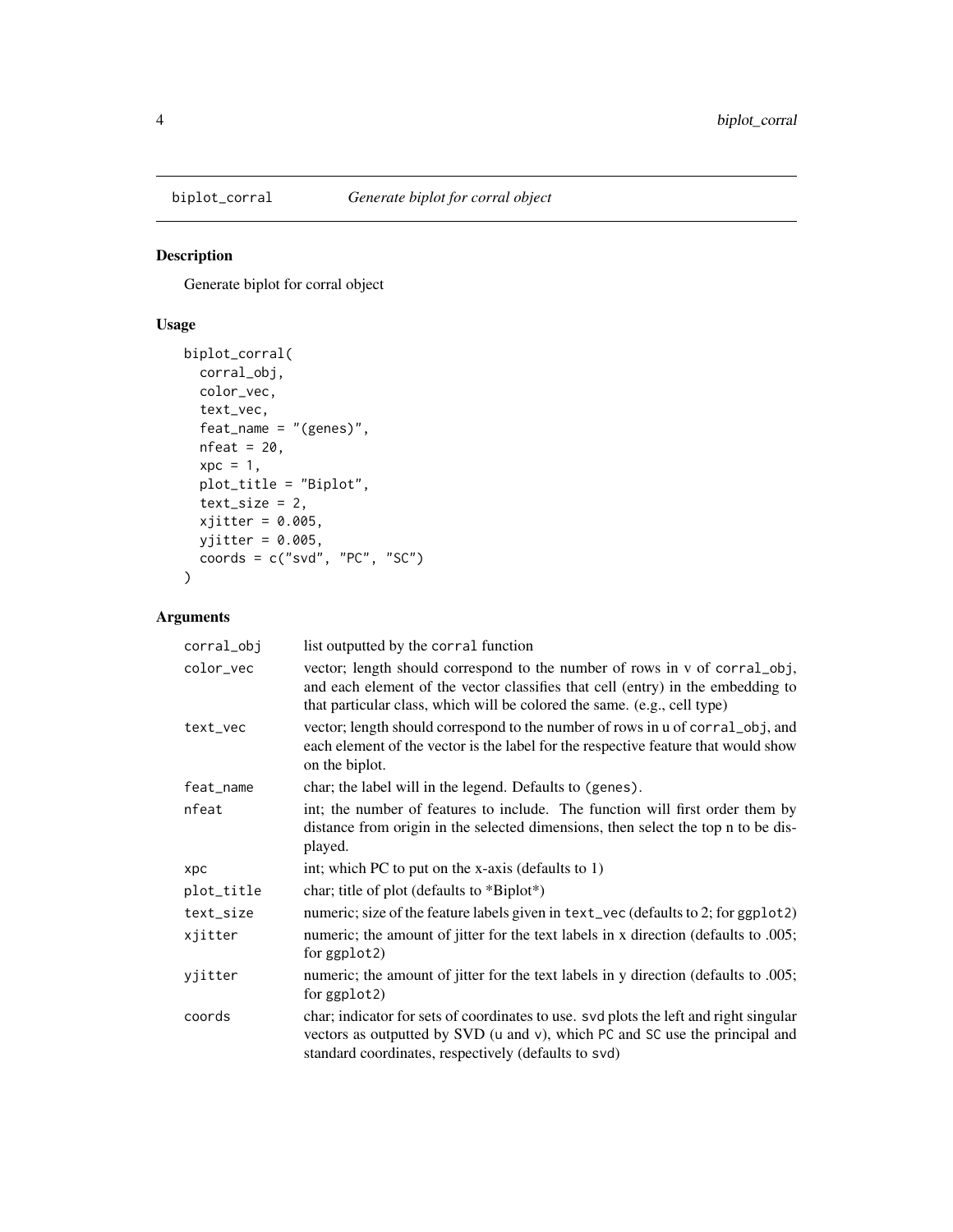## biplot_corral *Generate biplot for corral object*

### Description

Generate biplot for corral object

### Usage

```
biplot_corral(
  corral_obj,
  color_vec,
  text_vec,
  feat_name = "(genes)",
  nfeat = 20,
  xpc = 1,
  plot_title = "Biplot",
  text_size = 2,
  xjitter = 0.005,
  yjitter = 0.005,
  coords = c("svd", "PC", "SC")
)
```

### Arguments

| | |
|---|---|
| `corral_obj` | list outputted by the `corral` function |
| `color_vec` | vector; length should correspond to the number of rows in v of `corral_obj`, and each element of the vector classifies that cell (entry) in the embedding to that particular class, which will be colored the same. (e.g., cell type) |
| `text_vec` | vector; length should correspond to the number of rows in u of `corral_obj`, and each element of the vector is the label for the respective feature that would show on the biplot. |
| `feat_name` | char; the label will in the legend. Defaults to `(genes)`. |
| `nfeat` | int; the number of features to include. The function will first order them by distance from origin in the selected dimensions, then select the top n to be displayed. |
| `xpc` | int; which PC to put on the x-axis (defaults to 1) |
| `plot_title` | char; title of plot (defaults to *Biplot*) |
| `text_size` | numeric; size of the feature labels given in `text_vec` (defaults to 2; for `ggplot2`) |
| `xjitter` | numeric; the amount of jitter for the text labels in x direction (defaults to .005; for `ggplot2`) |
| `yjitter` | numeric; the amount of jitter for the text labels in y direction (defaults to .005; for `ggplot2`) |
| `coords` | char; indicator for sets of coordinates to use. `svd` plots the left and right singular vectors as outputted by SVD (`u` and `v`), which `PC` and `SC` use the principal and standard coordinates, respectively (defaults to `svd`) |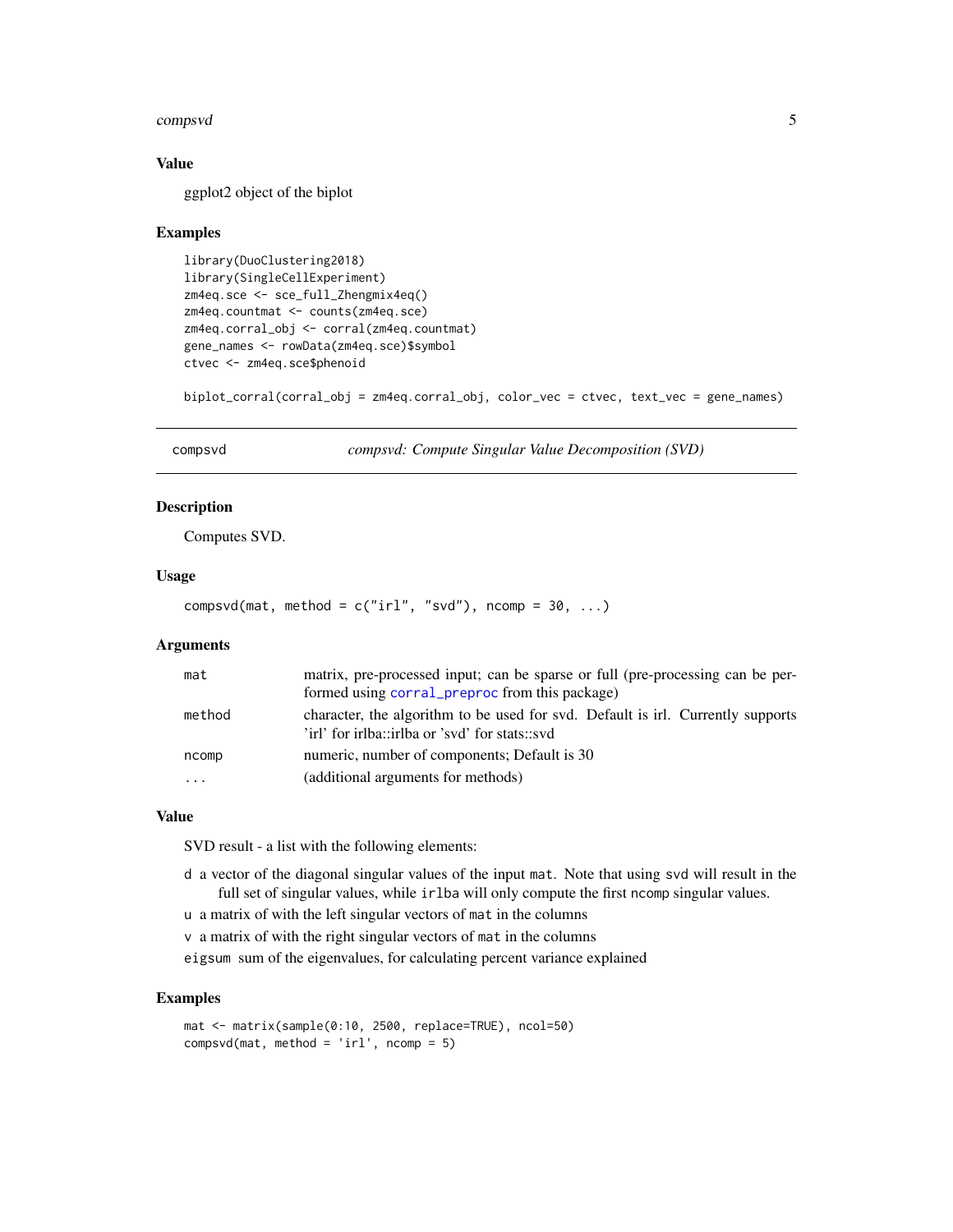## Value

ggplot2 object of the biplot

## Examples

```
library(DuoClustering2018)
library(SingleCellExperiment)
zm4eq.sce <- sce_full_Zhengmix4eq()
zm4eq.countmat <- counts(zm4eq.sce)
zm4eq.corral_obj <- corral(zm4eq.countmat)
gene_names <- rowData(zm4eq.sce)$symbol
ctvec <- zm4eq.sce$phenoid

biplot_corral(corral_obj = zm4eq.corral_obj, color_vec = ctvec, text_vec = gene_names)
```

---

# compsvd — *compsvd: Compute Singular Value Decomposition (SVD)*

## Description

Computes SVD.

## Usage

```
compsvd(mat, method = c("irl", "svd"), ncomp = 30, ...)
```

## Arguments

| | |
|---|---|
| `mat` | matrix, pre-processed input; can be sparse or full (pre-processing can be performed using `corral_preproc` from this package) |
| `method` | character, the algorithm to be used for svd. Default is irl. Currently supports 'irl' for irlba::irlba or 'svd' for stats::svd |
| `ncomp` | numeric, number of components; Default is 30 |
| `...` | (additional arguments for methods) |

## Value

SVD result - a list with the following elements:

- `d` a vector of the diagonal singular values of the input `mat`. Note that using `svd` will result in the full set of singular values, while `irlba` will only compute the first `ncomp` singular values.
- `u` a matrix of with the left singular vectors of `mat` in the columns
- `v` a matrix of with the right singular vectors of `mat` in the columns
- `eigsum` sum of the eigenvalues, for calculating percent variance explained

## Examples

```
mat <- matrix(sample(0:10, 2500, replace=TRUE), ncol=50)
compsvd(mat, method = 'irl', ncomp = 5)
```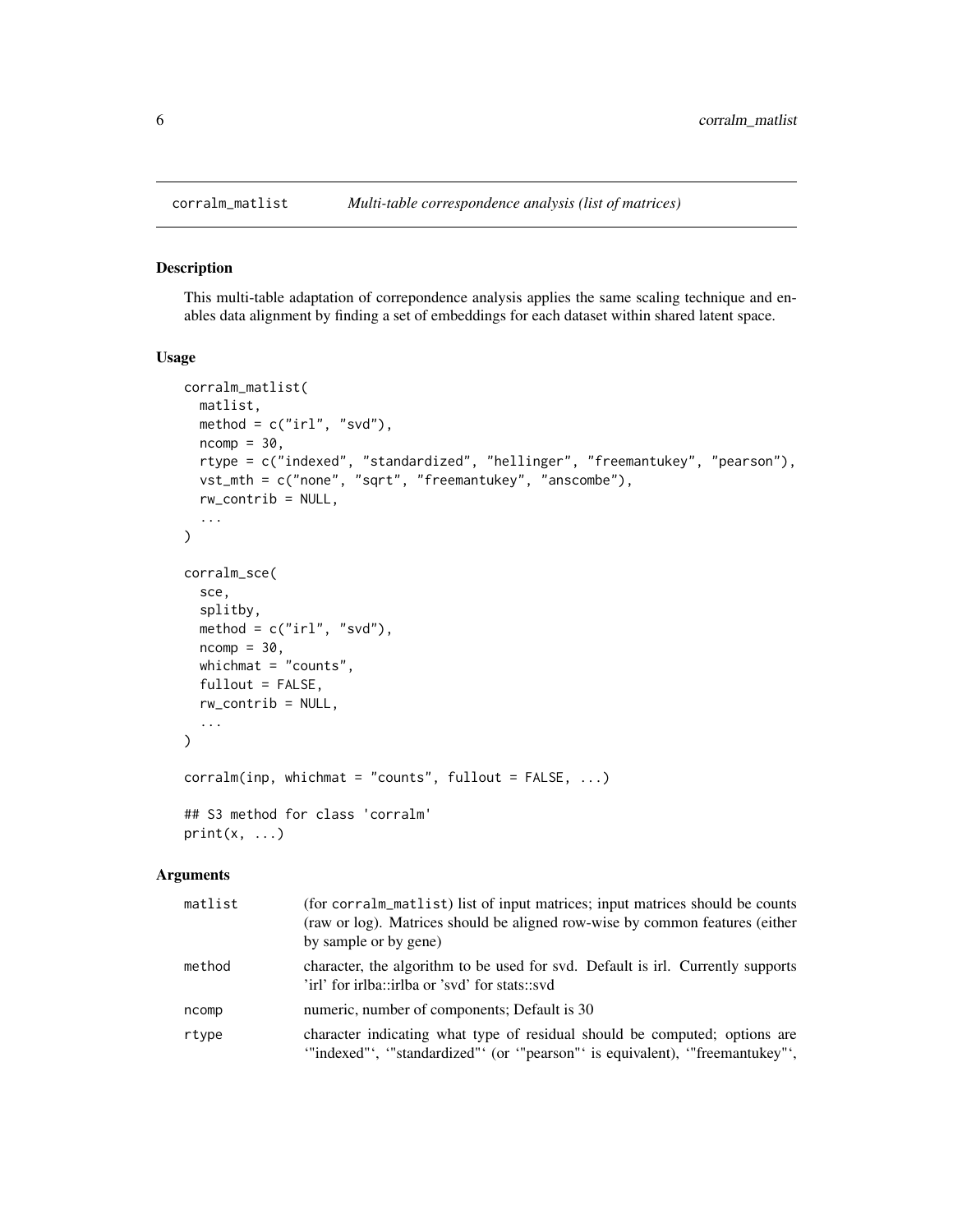# corralm_matlist *Multi-table correspondence analysis (list of matrices)*

## Description

This multi-table adaptation of correpondence analysis applies the same scaling technique and enables data alignment by finding a set of embeddings for each dataset within shared latent space.

## Usage

```
corralm_matlist(
  matlist,
  method = c("irl", "svd"),
  ncomp = 30,
  rtype = c("indexed", "standardized", "hellinger", "freemantukey", "pearson"),
  vst_mth = c("none", "sqrt", "freemantukey", "anscombe"),
  rw_contrib = NULL,
  ...
)

corralm_sce(
  sce,
  splitby,
  method = c("irl", "svd"),
  ncomp = 30,
  whichmat = "counts",
  fullout = FALSE,
  rw_contrib = NULL,
  ...
)

corralm(inp, whichmat = "counts", fullout = FALSE, ...)

## S3 method for class 'corralm'
print(x, ...)
```

## Arguments

| | |
|---|---|
| matlist | (for corralm_matlist) list of input matrices; input matrices should be counts (raw or log). Matrices should be aligned row-wise by common features (either by sample or by gene) |
| method | character, the algorithm to be used for svd. Default is irl. Currently supports 'irl' for irlba::irlba or 'svd' for stats::svd |
| ncomp | numeric, number of components; Default is 30 |
| rtype | character indicating what type of residual should be computed; options are '"indexed"', '"standardized"' (or '"pearson"' is equivalent), '"freemantukey"', |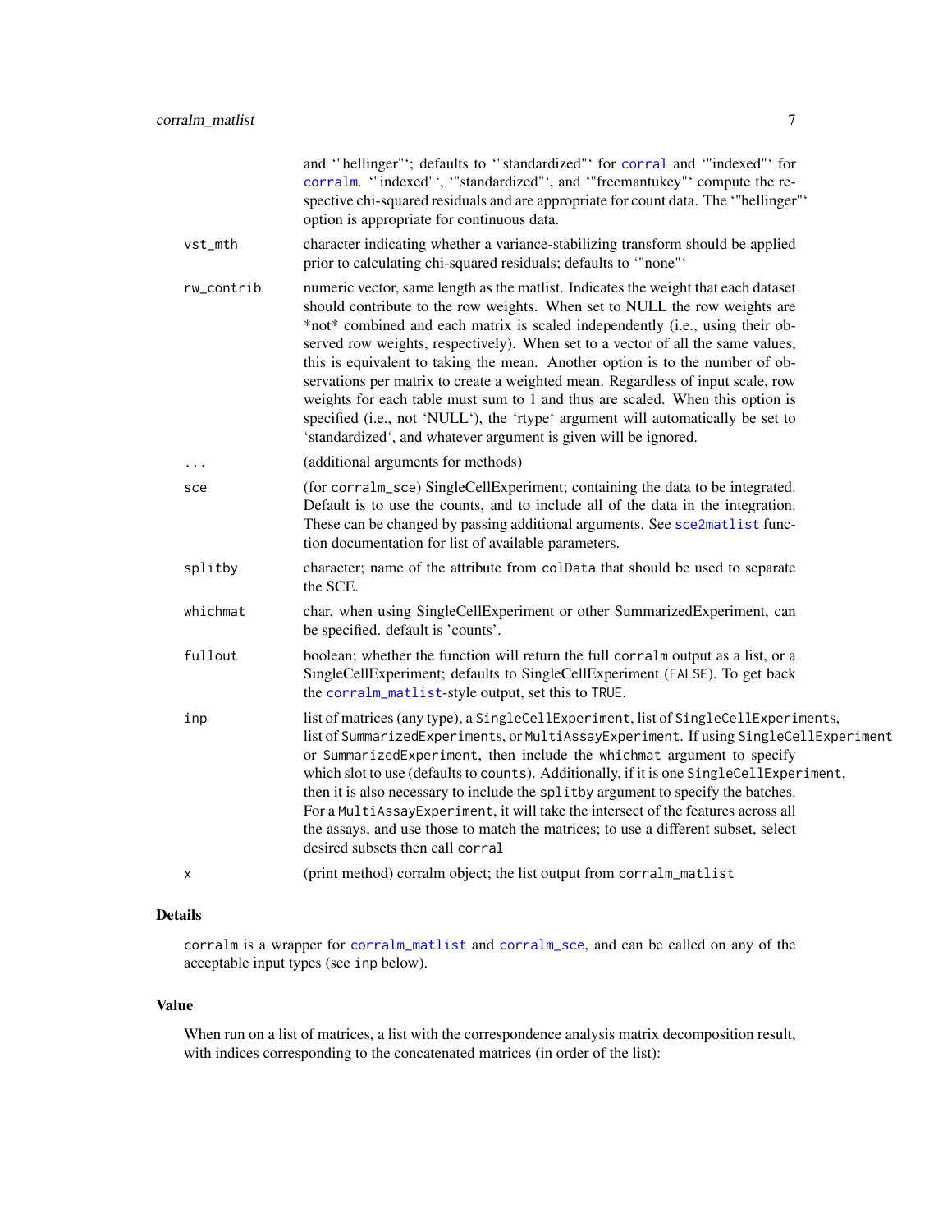and ‘"hellinger"‘; defaults to ‘"standardized"‘ for corral and ‘"indexed"‘ for corralm. ‘"indexed"‘, ‘"standardized"‘, and ‘"freemantukey"‘ compute the respective chi-squared residuals and are appropriate for count data. The ‘"hellinger"‘ option is appropriate for continuous data.

| | |
|---|---|
| vst_mth | character indicating whether a variance-stabilizing transform should be applied prior to calculating chi-squared residuals; defaults to ‘"none"‘ |
| rw_contrib | numeric vector, same length as the matlist. Indicates the weight that each dataset should contribute to the row weights. When set to NULL the row weights are *not* combined and each matrix is scaled independently (i.e., using their observed row weights, respectively). When set to a vector of all the same values, this is equivalent to taking the mean. Another option is to the number of observations per matrix to create a weighted mean. Regardless of input scale, row weights for each table must sum to 1 and thus are scaled. When this option is specified (i.e., not ‘NULL‘), the ‘rtype‘ argument will automatically be set to ‘standardized‘, and whatever argument is given will be ignored. |
| ... | (additional arguments for methods) |
| sce | (for corralm_sce) SingleCellExperiment; containing the data to be integrated. Default is to use the counts, and to include all of the data in the integration. These can be changed by passing additional arguments. See sce2matlist function documentation for list of available parameters. |
| splitby | character; name of the attribute from colData that should be used to separate the SCE. |
| whichmat | char, when using SingleCellExperiment or other SummarizedExperiment, can be specified. default is 'counts'. |
| fullout | boolean; whether the function will return the full corralm output as a list, or a SingleCellExperiment; defaults to SingleCellExperiment (FALSE). To get back the corralm_matlist-style output, set this to TRUE. |
| inp | list of matrices (any type), a SingleCellExperiment, list of SingleCellExperiments, list of SummarizedExperiments, or MultiAssayExperiment. If using SingleCellExperiment or SummarizedExperiment, then include the whichmat argument to specify which slot to use (defaults to counts). Additionally, if it is one SingleCellExperiment, then it is also necessary to include the splitby argument to specify the batches. For a MultiAssayExperiment, it will take the intersect of the features across all the assays, and use those to match the matrices; to use a different subset, select desired subsets then call corral |
| x | (print method) corralm object; the list output from corralm_matlist |

## Details

corralm is a wrapper for corralm_matlist and corralm_sce, and can be called on any of the acceptable input types (see inp below).

## Value

When run on a list of matrices, a list with the correspondence analysis matrix decomposition result, with indices corresponding to the concatenated matrices (in order of the list):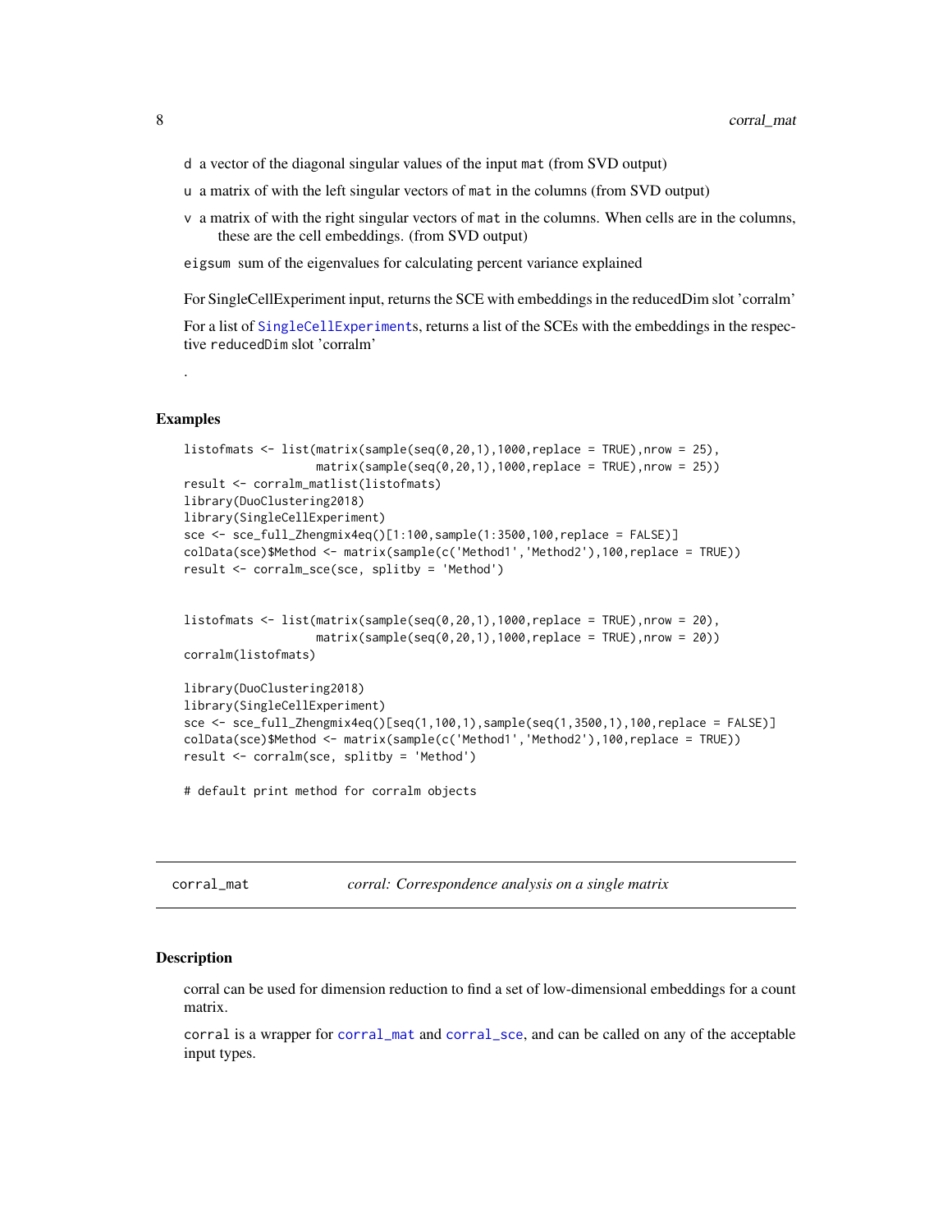d a vector of the diagonal singular values of the input mat (from SVD output)

u a matrix of with the left singular vectors of mat in the columns (from SVD output)

v a matrix of with the right singular vectors of mat in the columns. When cells are in the columns, these are the cell embeddings. (from SVD output)

eigsum sum of the eigenvalues for calculating percent variance explained

For SingleCellExperiment input, returns the SCE with embeddings in the reducedDim slot 'corralm'

For a list of SingleCellExperiments, returns a list of the SCEs with the embeddings in the respective reducedDim slot 'corralm'

.

### Examples

```
listofmats <- list(matrix(sample(seq(0,20,1),1000,replace = TRUE),nrow = 25),
                   matrix(sample(seq(0,20,1),1000,replace = TRUE),nrow = 25))
result <- corralm_matlist(listofmats)
library(DuoClustering2018)
library(SingleCellExperiment)
sce <- sce_full_Zhengmix4eq()[1:100,sample(1:3500,100,replace = FALSE)]
colData(sce)$Method <- matrix(sample(c('Method1','Method2'),100,replace = TRUE))
result <- corralm_sce(sce, splitby = 'Method')


listofmats <- list(matrix(sample(seq(0,20,1),1000,replace = TRUE),nrow = 20),
                   matrix(sample(seq(0,20,1),1000,replace = TRUE),nrow = 20))
corralm(listofmats)

library(DuoClustering2018)
library(SingleCellExperiment)
sce <- sce_full_Zhengmix4eq()[seq(1,100,1),sample(seq(1,3500,1),100,replace = FALSE)]
colData(sce)$Method <- matrix(sample(c('Method1','Method2'),100,replace = TRUE))
result <- corralm(sce, splitby = 'Method')

# default print method for corralm objects
```

---

## corral_mat — *corral: Correspondence analysis on a single matrix*

### Description

corral can be used for dimension reduction to find a set of low-dimensional embeddings for a count matrix.

corral is a wrapper for corral_mat and corral_sce, and can be called on any of the acceptable input types.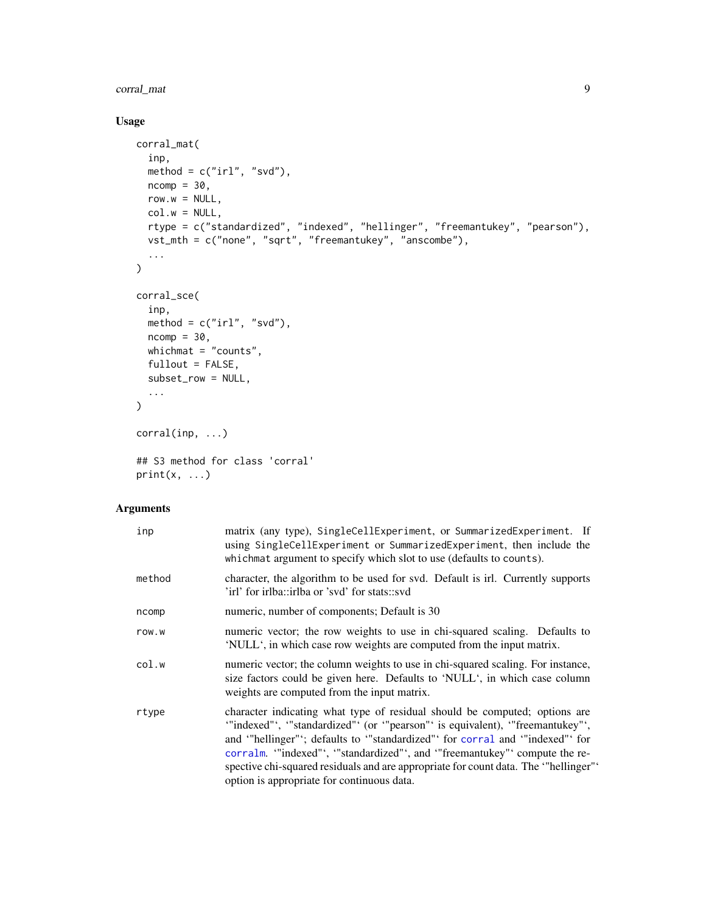## Usage

```
corral_mat(
  inp,
  method = c("irl", "svd"),
  ncomp = 30,
  row.w = NULL,
  col.w = NULL,
  rtype = c("standardized", "indexed", "hellinger", "freemantukey", "pearson"),
  vst_mth = c("none", "sqrt", "freemantukey", "anscombe"),
  ...
)

corral_sce(
  inp,
  method = c("irl", "svd"),
  ncomp = 30,
  whichmat = "counts",
  fullout = FALSE,
  subset_row = NULL,
  ...
)

corral(inp, ...)

## S3 method for class 'corral'
print(x, ...)
```

## Arguments

| | |
|---|---|
| `inp` | matrix (any type), `SingleCellExperiment`, or `SummarizedExperiment`. If using `SingleCellExperiment` or `SummarizedExperiment`, then include the `whichmat` argument to specify which slot to use (defaults to `counts`). |
| `method` | character, the algorithm to be used for svd. Default is irl. Currently supports 'irl' for irlba::irlba or 'svd' for stats::svd |
| `ncomp` | numeric, number of components; Default is 30 |
| `row.w` | numeric vector; the row weights to use in chi-squared scaling. Defaults to 'NULL', in which case row weights are computed from the input matrix. |
| `col.w` | numeric vector; the column weights to use in chi-squared scaling. For instance, size factors could be given here. Defaults to 'NULL', in which case column weights are computed from the input matrix. |
| `rtype` | character indicating what type of residual should be computed; options are '"indexed"', '"standardized"' (or '"pearson"' is equivalent), '"freemantukey"', and '"hellinger"'; defaults to '"standardized"' for corral and '"indexed"' for corralm. '"indexed"', '"standardized"', and '"freemantukey"' compute the respective chi-squared residuals and are appropriate for count data. The '"hellinger"' option is appropriate for continuous data. |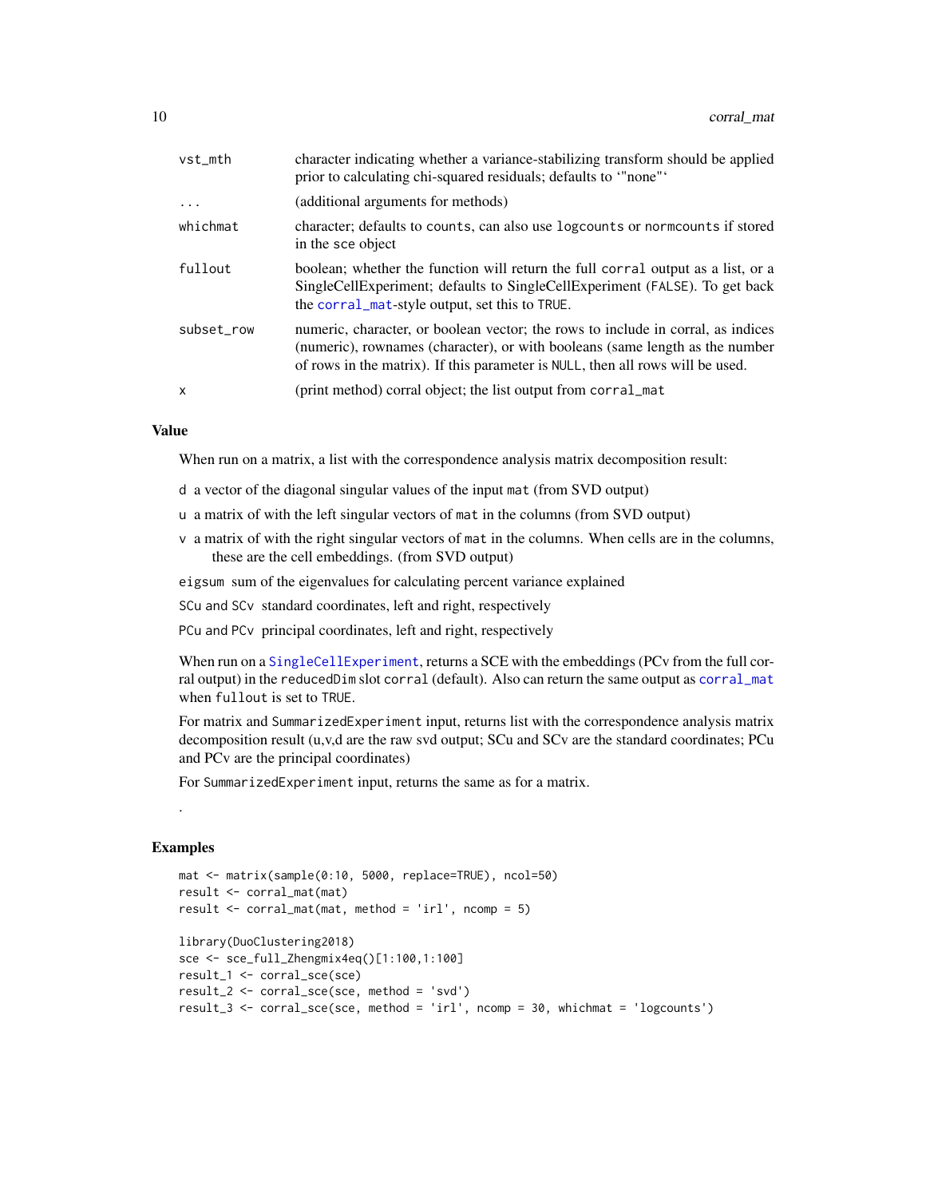| | |
|---|---|
| `vst_mth` | character indicating whether a variance-stabilizing transform should be applied prior to calculating chi-squared residuals; defaults to '"none"' |
| `...` | (additional arguments for methods) |
| `whichmat` | character; defaults to `counts`, can also use `logcounts` or `normcounts` if stored in the `sce` object |
| `fullout` | boolean; whether the function will return the full `corral` output as a list, or a SingleCellExperiment; defaults to SingleCellExperiment (`FALSE`). To get back the `corral_mat`-style output, set this to `TRUE`. |
| `subset_row` | numeric, character, or boolean vector; the rows to include in corral, as indices (numeric), rownames (character), or with booleans (same length as the number of rows in the matrix). If this parameter is `NULL`, then all rows will be used. |
| `x` | (print method) corral object; the list output from `corral_mat` |

## Value

When run on a matrix, a list with the correspondence analysis matrix decomposition result:

- `d` a vector of the diagonal singular values of the input `mat` (from SVD output)
- `u` a matrix of with the left singular vectors of `mat` in the columns (from SVD output)
- `v` a matrix of with the right singular vectors of `mat` in the columns. When cells are in the columns, these are the cell embeddings. (from SVD output)
- `eigsum` sum of the eigenvalues for calculating percent variance explained
- `SCu and SCv` standard coordinates, left and right, respectively
- `PCu and PCv` principal coordinates, left and right, respectively

When run on a `SingleCellExperiment`, returns a SCE with the embeddings (PCv from the full corral output) in the `reducedDim` slot `corral` (default). Also can return the same output as `corral_mat` when `fullout` is set to `TRUE`.

For matrix and `SummarizedExperiment` input, returns list with the correspondence analysis matrix decomposition result (u,v,d are the raw svd output; SCu and SCv are the standard coordinates; PCu and PCv are the principal coordinates)

For `SummarizedExperiment` input, returns the same as for a matrix.

.

## Examples

```
mat <- matrix(sample(0:10, 5000, replace=TRUE), ncol=50)
result <- corral_mat(mat)
result <- corral_mat(mat, method = 'irl', ncomp = 5)

library(DuoClustering2018)
sce <- sce_full_Zhengmix4eq()[1:100,1:100]
result_1 <- corral_sce(sce)
result_2 <- corral_sce(sce, method = 'svd')
result_3 <- corral_sce(sce, method = 'irl', ncomp = 30, whichmat = 'logcounts')
```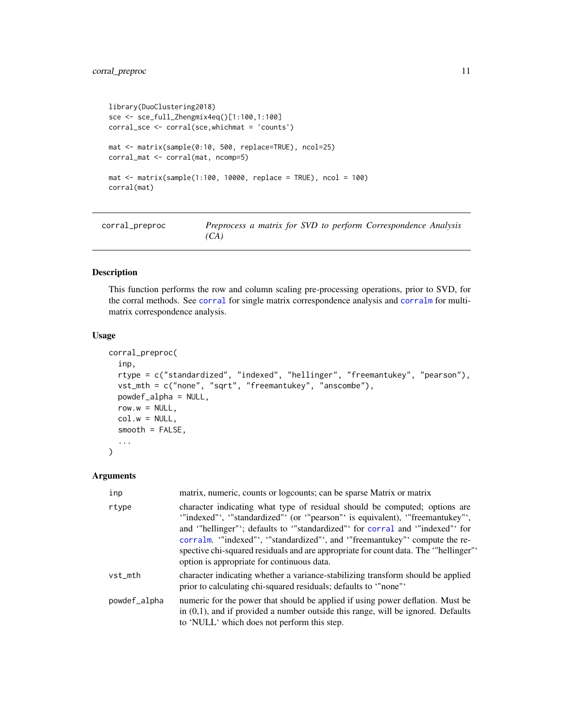```
library(DuoClustering2018)
sce <- sce_full_Zhengmix4eq()[1:100,1:100]
corral_sce <- corral(sce,whichmat = 'counts')

mat <- matrix(sample(0:10, 500, replace=TRUE), ncol=25)
corral_mat <- corral(mat, ncomp=5)

mat <- matrix(sample(1:100, 10000, replace = TRUE), ncol = 100)
corral(mat)
```

---

## corral_preproc — *Preprocess a matrix for SVD to perform Correspondence Analysis (CA)*

---

### Description

This function performs the row and column scaling pre-processing operations, prior to SVD, for the corral methods. See corral for single matrix correspondence analysis and corralm for multi-matrix correspondence analysis.

### Usage

```
corral_preproc(
  inp,
  rtype = c("standardized", "indexed", "hellinger", "freemantukey", "pearson"),
  vst_mth = c("none", "sqrt", "freemantukey", "anscombe"),
  powdef_alpha = NULL,
  row.w = NULL,
  col.w = NULL,
  smooth = FALSE,
  ...
)
```

### Arguments

| | |
|---|---|
| inp | matrix, numeric, counts or logcounts; can be sparse Matrix or matrix |
| rtype | character indicating what type of residual should be computed; options are '"indexed"', '"standardized"' (or '"pearson"' is equivalent), '"freemantukey"', and '"hellinger"'; defaults to '"standardized"' for corral and '"indexed"' for corralm. '"indexed"', '"standardized"', and '"freemantukey"' compute the respective chi-squared residuals and are appropriate for count data. The '"hellinger"' option is appropriate for continuous data. |
| vst_mth | character indicating whether a variance-stabilizing transform should be applied prior to calculating chi-squared residuals; defaults to '"none"' |
| powdef_alpha | numeric for the power that should be applied if using power deflation. Must be in (0,1), and if provided a number outside this range, will be ignored. Defaults to 'NULL' which does not perform this step. |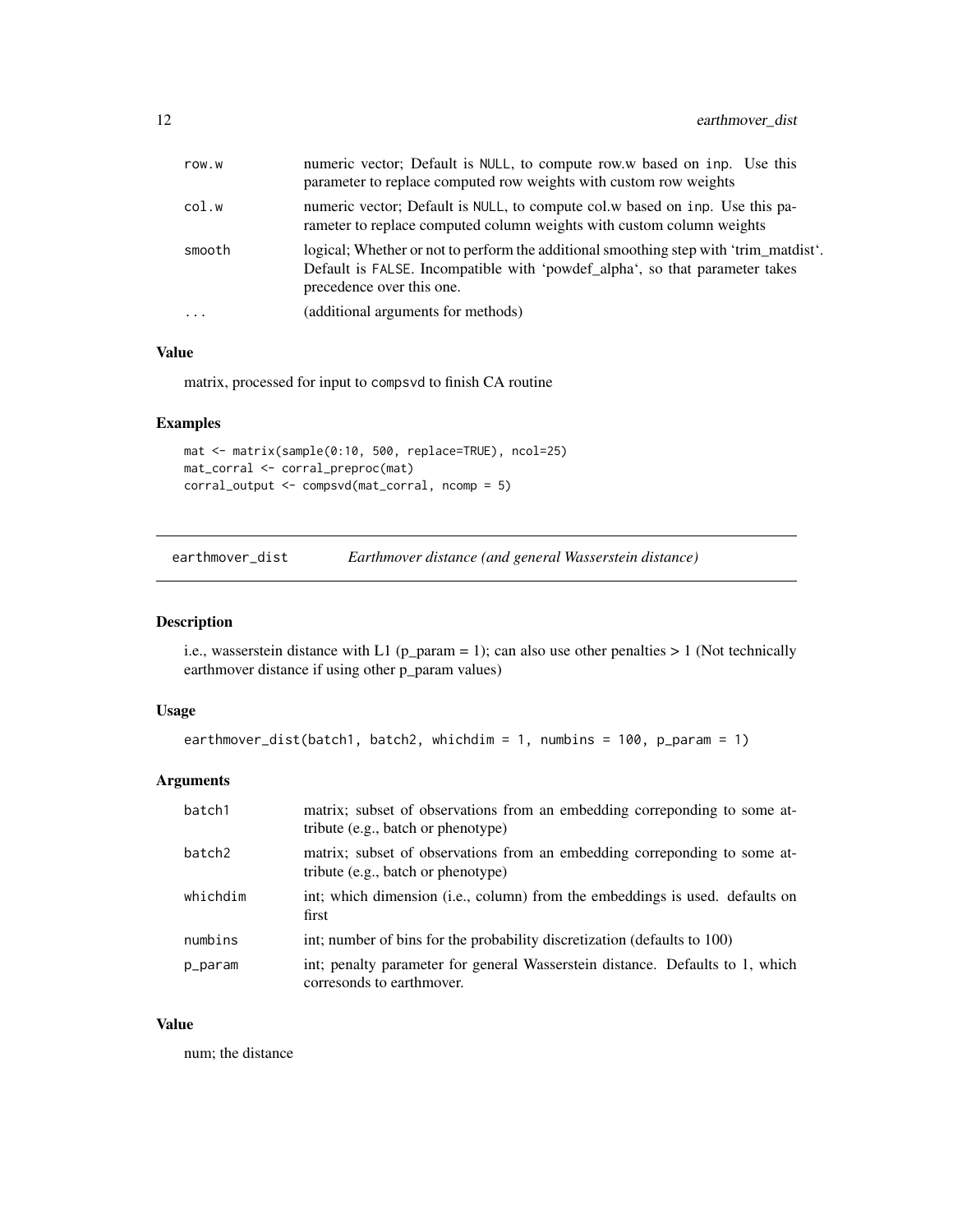| | |
|---|---|
| row.w | numeric vector; Default is NULL, to compute row.w based on inp. Use this parameter to replace computed row weights with custom row weights |
| col.w | numeric vector; Default is NULL, to compute col.w based on inp. Use this parameter to replace computed column weights with custom column weights |
| smooth | logical; Whether or not to perform the additional smoothing step with 'trim_matdist'. Default is FALSE. Incompatible with 'powdef_alpha', so that parameter takes precedence over this one. |
| ... | (additional arguments for methods) |

### Value

matrix, processed for input to compsvd to finish CA routine

### Examples

```
mat <- matrix(sample(0:10, 500, replace=TRUE), ncol=25)
mat_corral <- corral_preproc(mat)
corral_output <- compsvd(mat_corral, ncomp = 5)
```

---

## earthmover_dist — *Earthmover distance (and general Wasserstein distance)*

### Description

i.e., wasserstein distance with L1 (p_param = 1); can also use other penalties > 1 (Not technically earthmover distance if using other p_param values)

### Usage

```
earthmover_dist(batch1, batch2, whichdim = 1, numbins = 100, p_param = 1)
```

### Arguments

| | |
|---|---|
| batch1 | matrix; subset of observations from an embedding correponding to some attribute (e.g., batch or phenotype) |
| batch2 | matrix; subset of observations from an embedding correponding to some attribute (e.g., batch or phenotype) |
| whichdim | int; which dimension (i.e., column) from the embeddings is used. defaults on first |
| numbins | int; number of bins for the probability discretization (defaults to 100) |
| p_param | int; penalty parameter for general Wasserstein distance. Defaults to 1, which corresonds to earthmover. |

### Value

num; the distance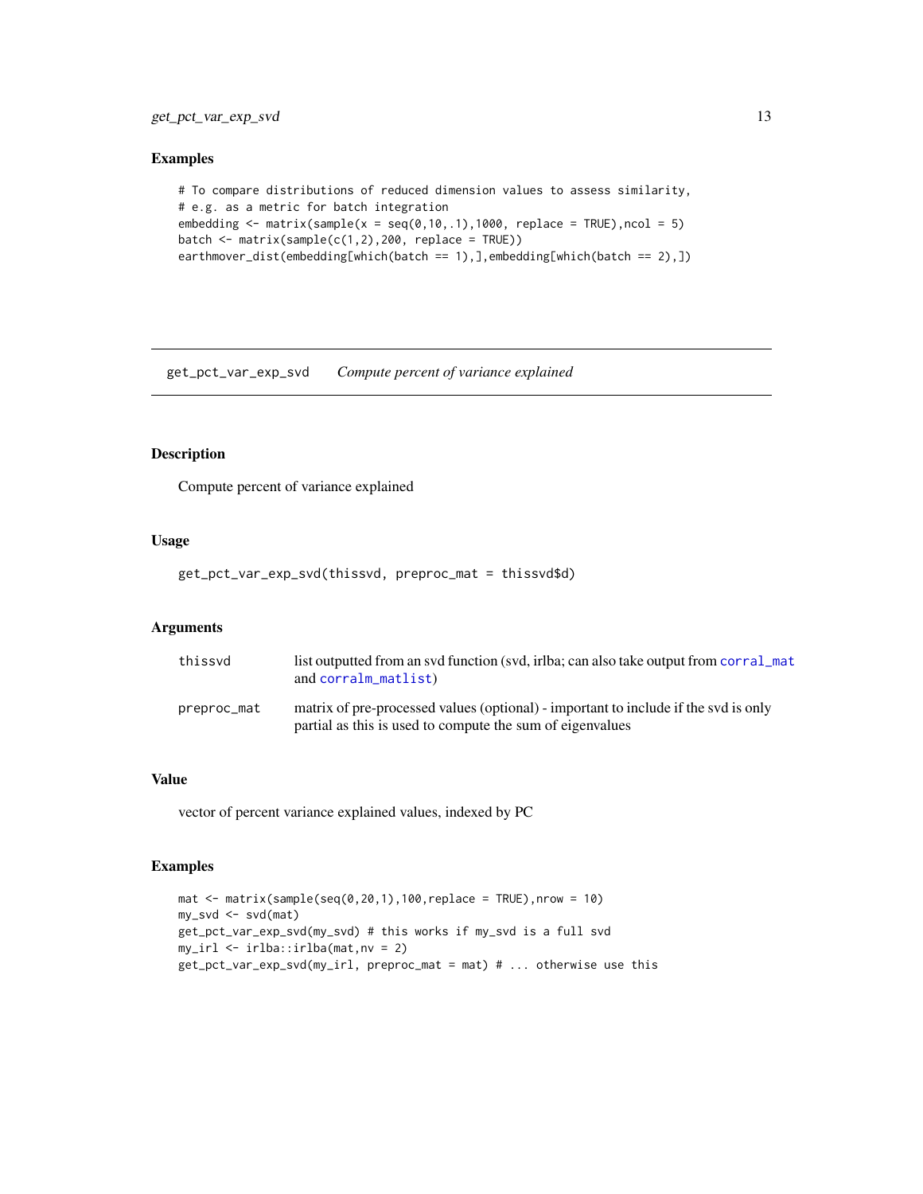## Examples

```
# To compare distributions of reduced dimension values to assess similarity,
# e.g. as a metric for batch integration
embedding <- matrix(sample(x = seq(0,10,.1),1000, replace = TRUE),ncol = 5)
batch <- matrix(sample(c(1,2),200, replace = TRUE))
earthmover_dist(embedding[which(batch == 1),],embedding[which(batch == 2),])
```

---

# get_pct_var_exp_svd    *Compute percent of variance explained*

---

## Description

Compute percent of variance explained

## Usage

```
get_pct_var_exp_svd(thissvd, preproc_mat = thissvd$d)
```

## Arguments

| | |
|---|---|
| thissvd | list outputted from an svd function (svd, irlba; can also take output from corral_mat and corralm_matlist) |
| preproc_mat | matrix of pre-processed values (optional) - important to include if the svd is only partial as this is used to compute the sum of eigenvalues |

## Value

vector of percent variance explained values, indexed by PC

## Examples

```
mat <- matrix(sample(seq(0,20,1),100,replace = TRUE),nrow = 10)
my_svd <- svd(mat)
get_pct_var_exp_svd(my_svd) # this works if my_svd is a full svd
my_irl <- irlba::irlba(mat,nv = 2)
get_pct_var_exp_svd(my_irl, preproc_mat = mat) # ... otherwise use this
```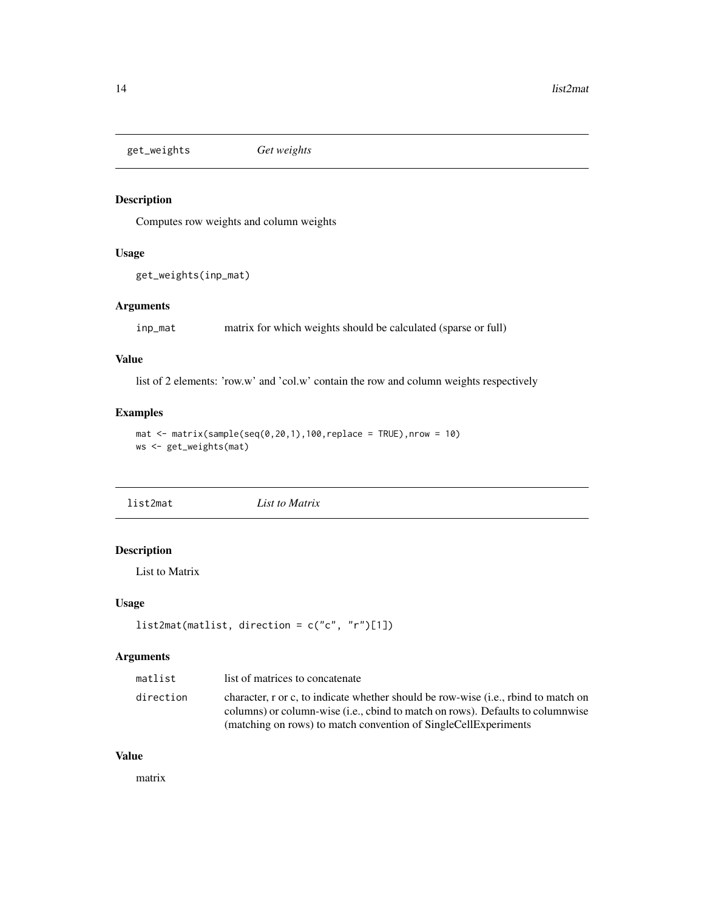## get_weights *Get weights*

### Description

Computes row weights and column weights

### Usage

```
get_weights(inp_mat)
```

### Arguments

| | |
|---|---|
| inp_mat | matrix for which weights should be calculated (sparse or full) |

### Value

list of 2 elements: 'row.w' and 'col.w' contain the row and column weights respectively

### Examples

```
mat <- matrix(sample(seq(0,20,1),100,replace = TRUE),nrow = 10)
ws <- get_weights(mat)
```

## list2mat *List to Matrix*

### Description

List to Matrix

### Usage

```
list2mat(matlist, direction = c("c", "r")[1])
```

### Arguments

| | |
|---|---|
| matlist | list of matrices to concatenate |
| direction | character, r or c, to indicate whether should be row-wise (i.e., rbind to match on columns) or column-wise (i.e., cbind to match on rows). Defaults to columnwise (matching on rows) to match convention of SingleCellExperiments |

### Value

matrix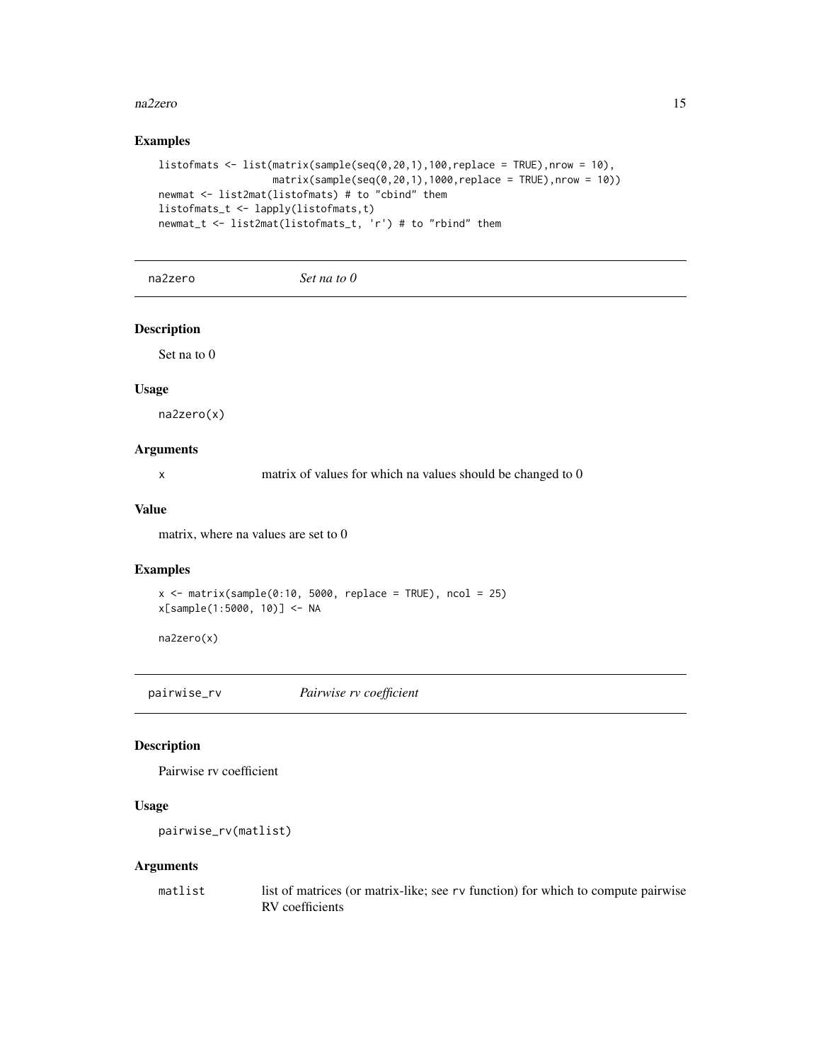## Examples

```
listofmats <- list(matrix(sample(seq(0,20,1),100,replace = TRUE),nrow = 10),
                   matrix(sample(seq(0,20,1),1000,replace = TRUE),nrow = 10))
newmat <- list2mat(listofmats) # to "cbind" them
listofmats_t <- lapply(listofmats,t)
newmat_t <- list2mat(listofmats_t, 'r') # to "rbind" them
```

---

# na2zero *Set na to 0*

## Description

Set na to 0

## Usage

```
na2zero(x)
```

## Arguments

| | |
|---|---|
| x | matrix of values for which na values should be changed to 0 |

## Value

matrix, where na values are set to 0

## Examples

```
x <- matrix(sample(0:10, 5000, replace = TRUE), ncol = 25)
x[sample(1:5000, 10)] <- NA

na2zero(x)
```

---

# pairwise_rv *Pairwise rv coefficient*

## Description

Pairwise rv coefficient

## Usage

```
pairwise_rv(matlist)
```

## Arguments

| | |
|---|---|
| matlist | list of matrices (or matrix-like; see rv function) for which to compute pairwise RV coefficients |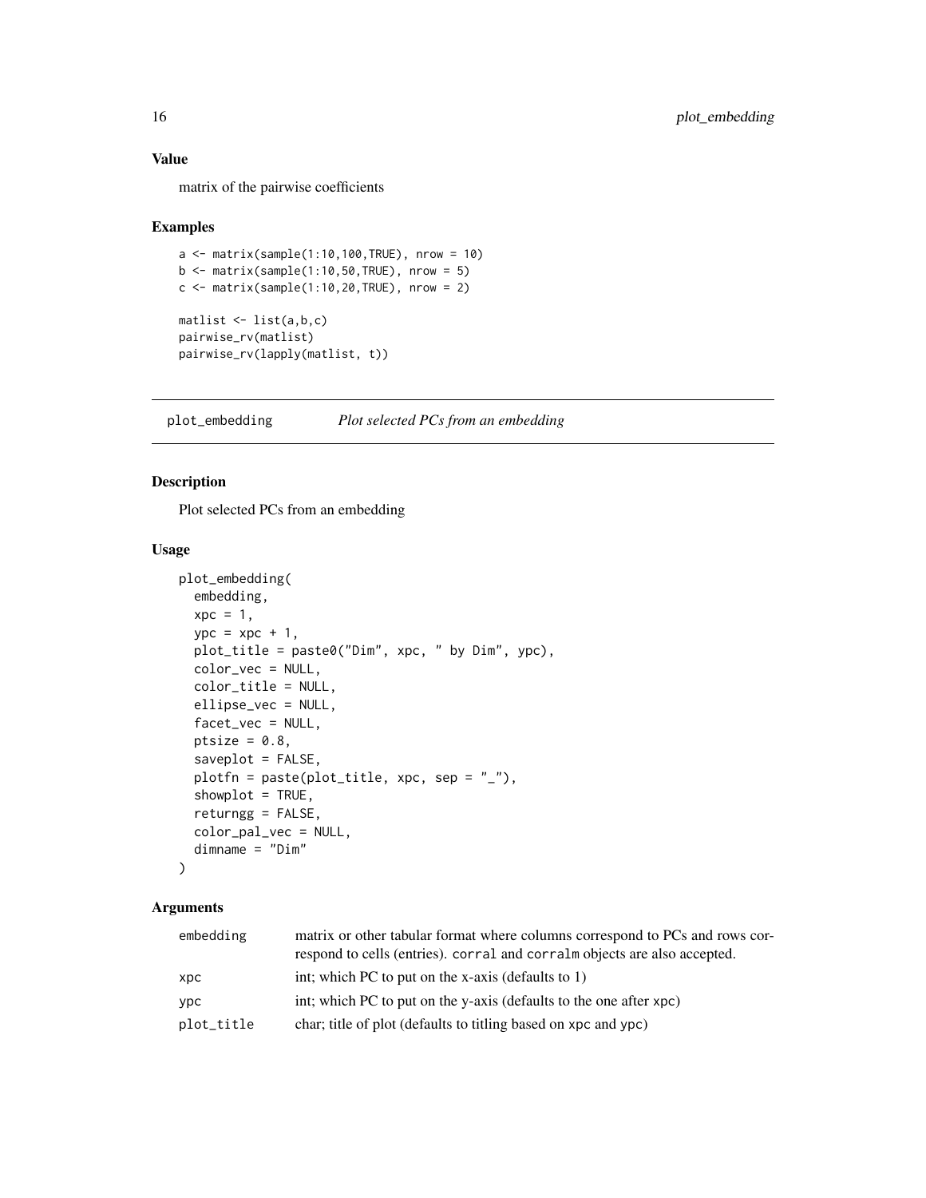### Value

matrix of the pairwise coefficients

### Examples

```
a <- matrix(sample(1:10,100,TRUE), nrow = 10)
b <- matrix(sample(1:10,50,TRUE), nrow = 5)
c <- matrix(sample(1:10,20,TRUE), nrow = 2)

matlist <- list(a,b,c)
pairwise_rv(matlist)
pairwise_rv(lapply(matlist, t))
```

---

## plot_embedding — *Plot selected PCs from an embedding*

### Description

Plot selected PCs from an embedding

### Usage

```
plot_embedding(
  embedding,
  xpc = 1,
  ypc = xpc + 1,
  plot_title = paste0("Dim", xpc, " by Dim", ypc),
  color_vec = NULL,
  color_title = NULL,
  ellipse_vec = NULL,
  facet_vec = NULL,
  ptsize = 0.8,
  saveplot = FALSE,
  plotfn = paste(plot_title, xpc, sep = "_"),
  showplot = TRUE,
  returngg = FALSE,
  color_pal_vec = NULL,
  dimname = "Dim"
)
```

### Arguments

| | |
|---|---|
| `embedding` | matrix or other tabular format where columns correspond to PCs and rows correspond to cells (entries). `corral` and `corralm` objects are also accepted. |
| `xpc` | int; which PC to put on the x-axis (defaults to 1) |
| `ypc` | int; which PC to put on the y-axis (defaults to the one after `xpc`) |
| `plot_title` | char; title of plot (defaults to titling based on `xpc` and `ypc`) |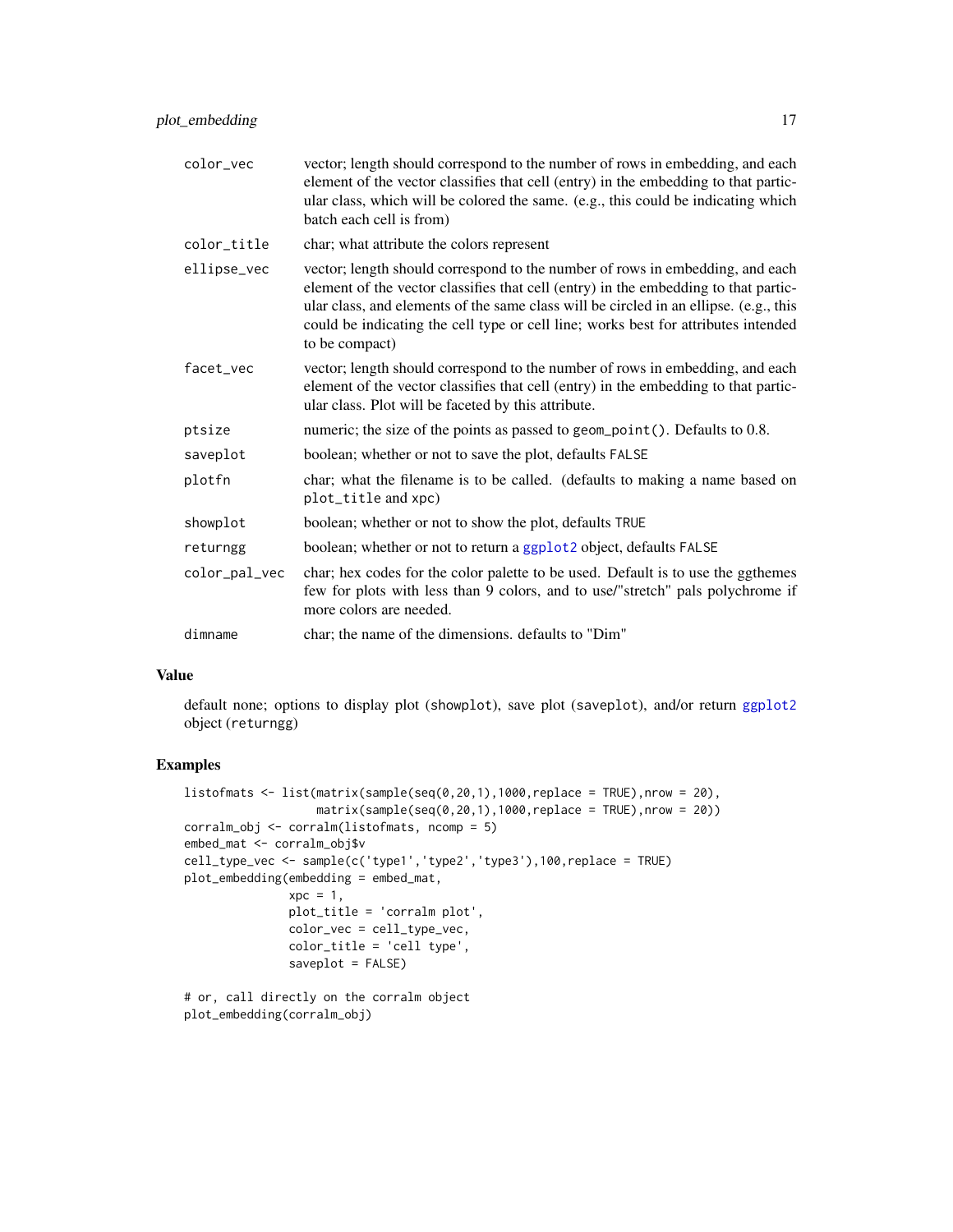| | |
|---|---|
| color_vec | vector; length should correspond to the number of rows in embedding, and each element of the vector classifies that cell (entry) in the embedding to that particular class, which will be colored the same. (e.g., this could be indicating which batch each cell is from) |
| color_title | char; what attribute the colors represent |
| ellipse_vec | vector; length should correspond to the number of rows in embedding, and each element of the vector classifies that cell (entry) in the embedding to that particular class, and elements of the same class will be circled in an ellipse. (e.g., this could be indicating the cell type or cell line; works best for attributes intended to be compact) |
| facet_vec | vector; length should correspond to the number of rows in embedding, and each element of the vector classifies that cell (entry) in the embedding to that particular class. Plot will be faceted by this attribute. |
| ptsize | numeric; the size of the points as passed to `geom_point()`. Defaults to 0.8. |
| saveplot | boolean; whether or not to save the plot, defaults `FALSE` |
| plotfn | char; what the filename is to be called. (defaults to making a name based on `plot_title` and `xpc`) |
| showplot | boolean; whether or not to show the plot, defaults `TRUE` |
| returngg | boolean; whether or not to return a `ggplot2` object, defaults `FALSE` |
| color_pal_vec | char; hex codes for the color palette to be used. Default is to use the ggthemes few for plots with less than 9 colors, and to use/"stretch" pals polychrome if more colors are needed. |
| dimname | char; the name of the dimensions. defaults to "Dim" |

## Value

default none; options to display plot (`showplot`), save plot (`saveplot`), and/or return `ggplot2` object (`returngg`)

## Examples

```
listofmats <- list(matrix(sample(seq(0,20,1),1000,replace = TRUE),nrow = 20),
                   matrix(sample(seq(0,20,1),1000,replace = TRUE),nrow = 20))
corralm_obj <- corralm(listofmats, ncomp = 5)
embed_mat <- corralm_obj$v
cell_type_vec <- sample(c('type1','type2','type3'),100,replace = TRUE)
plot_embedding(embedding = embed_mat,
               xpc = 1,
               plot_title = 'corralm plot',
               color_vec = cell_type_vec,
               color_title = 'cell type',
               saveplot = FALSE)

# or, call directly on the corralm object
plot_embedding(corralm_obj)
```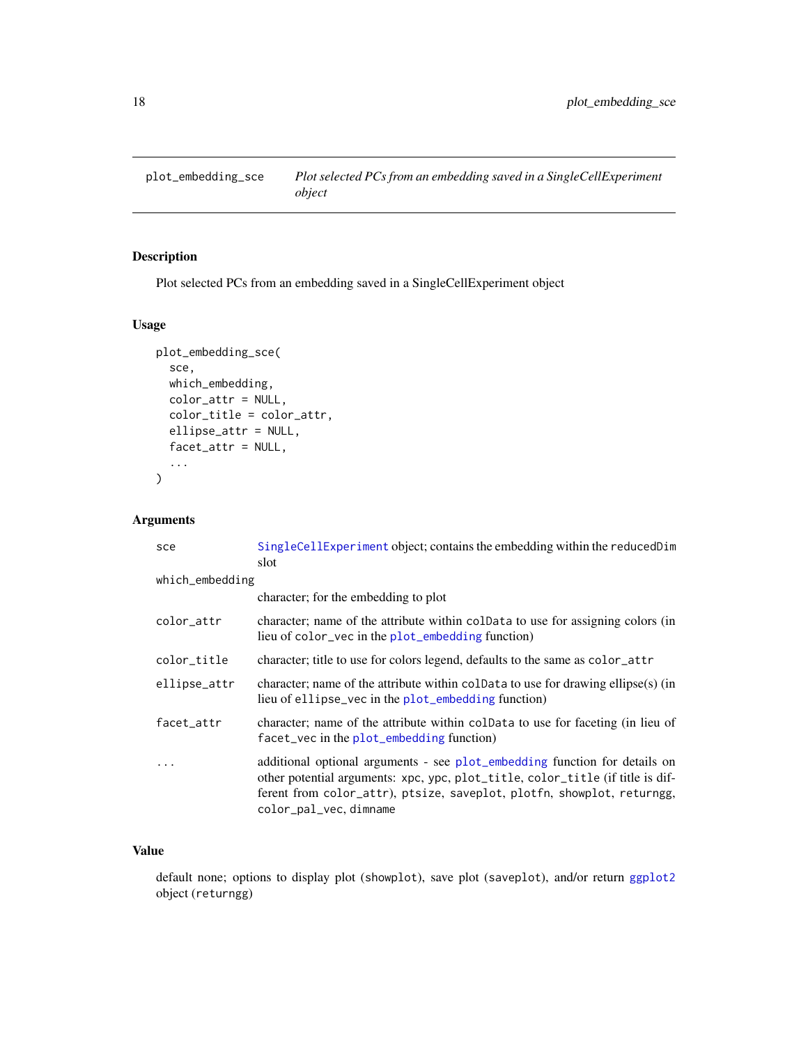## plot_embedding_sce — *Plot selected PCs from an embedding saved in a SingleCellExperiment object*

### Description

Plot selected PCs from an embedding saved in a SingleCellExperiment object

### Usage

```
plot_embedding_sce(
  sce,
  which_embedding,
  color_attr = NULL,
  color_title = color_attr,
  ellipse_attr = NULL,
  facet_attr = NULL,
  ...
)
```

### Arguments

| Argument | Description |
|---|---|
| `sce` | SingleCellExperiment object; contains the embedding within the `reducedDim` slot |
| `which_embedding` | character; for the embedding to plot |
| `color_attr` | character; name of the attribute within `colData` to use for assigning colors (in lieu of `color_vec` in the `plot_embedding` function) |
| `color_title` | character; title to use for colors legend, defaults to the same as `color_attr` |
| `ellipse_attr` | character; name of the attribute within `colData` to use for drawing ellipse(s) (in lieu of `ellipse_vec` in the `plot_embedding` function) |
| `facet_attr` | character; name of the attribute within `colData` to use for faceting (in lieu of `facet_vec` in the `plot_embedding` function) |
| `...` | additional optional arguments - see `plot_embedding` function for details on other potential arguments: `xpc`, `ypc`, `plot_title`, `color_title` (if title is different from `color_attr`), `ptsize`, `saveplot`, `plotfn`, `showplot`, `returngg`, `color_pal_vec`, `dimname` |

### Value

default none; options to display plot (`showplot`), save plot (`saveplot`), and/or return ggplot2 object (`returngg`)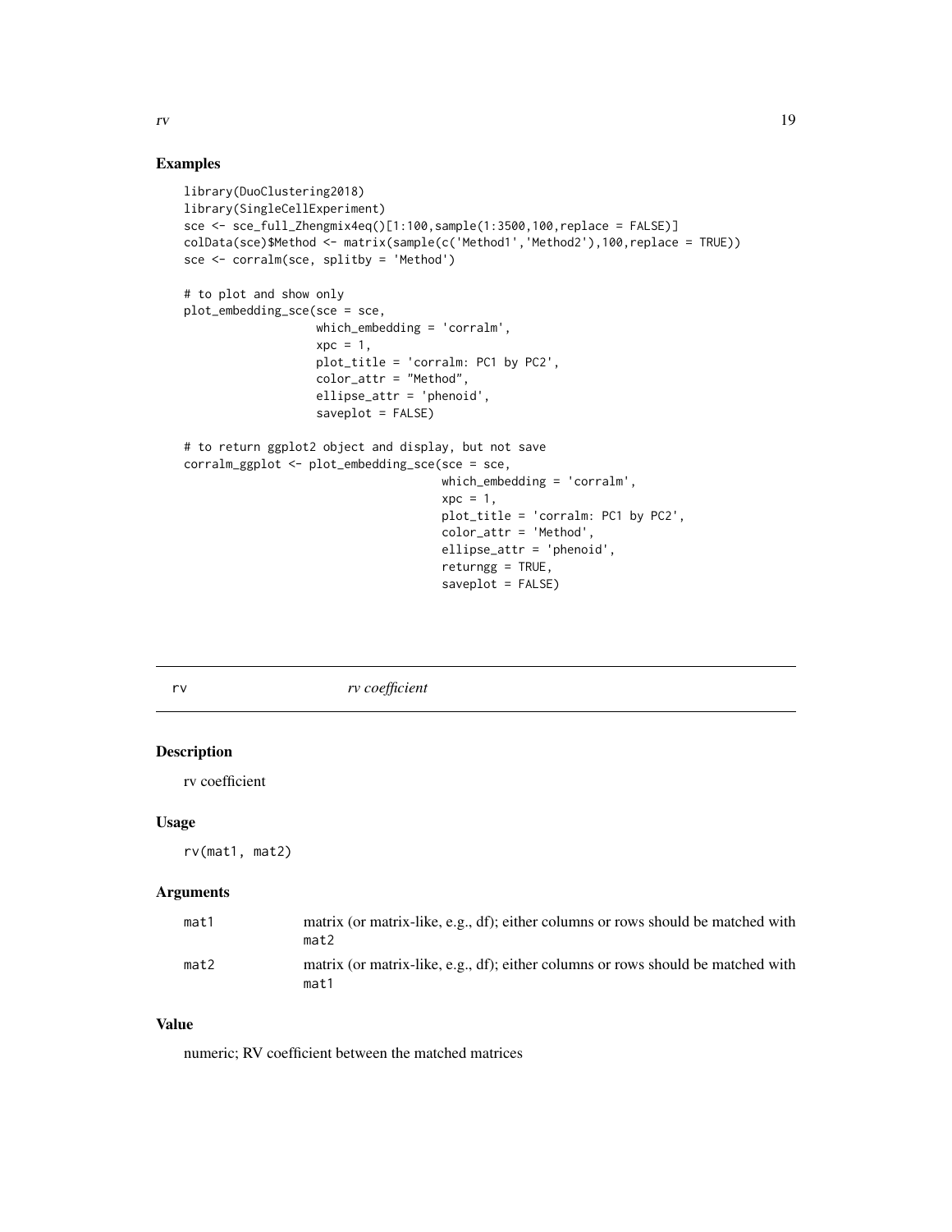## Examples

```
library(DuoClustering2018)
library(SingleCellExperiment)
sce <- sce_full_Zhengmix4eq()[1:100,sample(1:3500,100,replace = FALSE)]
colData(sce)$Method <- matrix(sample(c('Method1','Method2'),100,replace = TRUE))
sce <- corralm(sce, splitby = 'Method')

# to plot and show only
plot_embedding_sce(sce = sce,
                   which_embedding = 'corralm',
                   xpc = 1,
                   plot_title = 'corralm: PC1 by PC2',
                   color_attr = "Method",
                   ellipse_attr = 'phenoid',
                   saveplot = FALSE)

# to return ggplot2 object and display, but not save
corralm_ggplot <- plot_embedding_sce(sce = sce,
                                     which_embedding = 'corralm',
                                     xpc = 1,
                                     plot_title = 'corralm: PC1 by PC2',
                                     color_attr = 'Method',
                                     ellipse_attr = 'phenoid',
                                     returngg = TRUE,
                                     saveplot = FALSE)
```

---

rv *rv coefficient*

---

## Description

rv coefficient

## Usage

```
rv(mat1, mat2)
```

## Arguments

| | |
|---|---|
| mat1 | matrix (or matrix-like, e.g., df); either columns or rows should be matched with mat2 |
| mat2 | matrix (or matrix-like, e.g., df); either columns or rows should be matched with mat1 |

## Value

numeric; RV coefficient between the matched matrices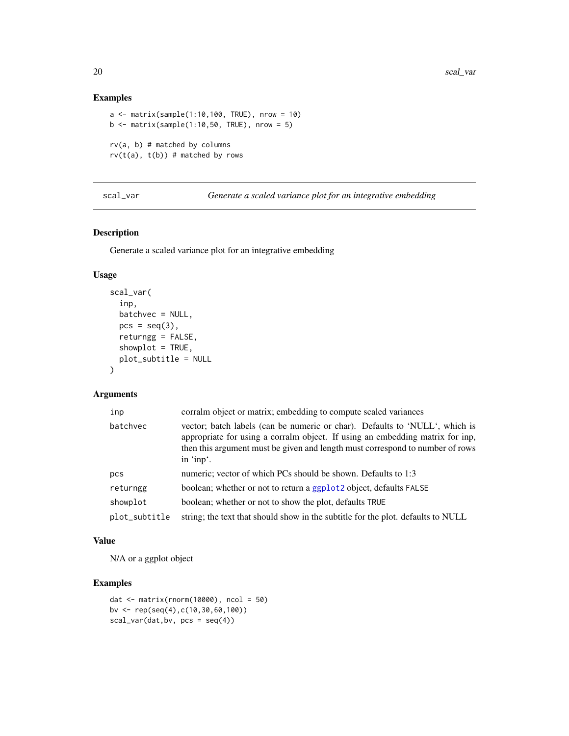## Examples

```
a <- matrix(sample(1:10,100, TRUE), nrow = 10)
b <- matrix(sample(1:10,50, TRUE), nrow = 5)

rv(a, b) # matched by columns
rv(t(a), t(b)) # matched by rows
```

---

# scal_var — *Generate a scaled variance plot for an integrative embedding*

## Description

Generate a scaled variance plot for an integrative embedding

## Usage

```
scal_var(
  inp,
  batchvec = NULL,
  pcs = seq(3),
  returngg = FALSE,
  showplot = TRUE,
  plot_subtitle = NULL
)
```

## Arguments

| | |
|---|---|
| inp | corralm object or matrix; embedding to compute scaled variances |
| batchvec | vector; batch labels (can be numeric or char). Defaults to 'NULL', which is appropriate for using a corralm object. If using an embedding matrix for inp, then this argument must be given and length must correspond to number of rows in 'inp'. |
| pcs | numeric; vector of which PCs should be shown. Defaults to 1:3 |
| returngg | boolean; whether or not to return a ggplot2 object, defaults FALSE |
| showplot | boolean; whether or not to show the plot, defaults TRUE |
| plot_subtitle | string; the text that should show in the subtitle for the plot. defaults to NULL |

## Value

N/A or a ggplot object

## Examples

```
dat <- matrix(rnorm(10000), ncol = 50)
bv <- rep(seq(4),c(10,30,60,100))
scal_var(dat,bv, pcs = seq(4))
```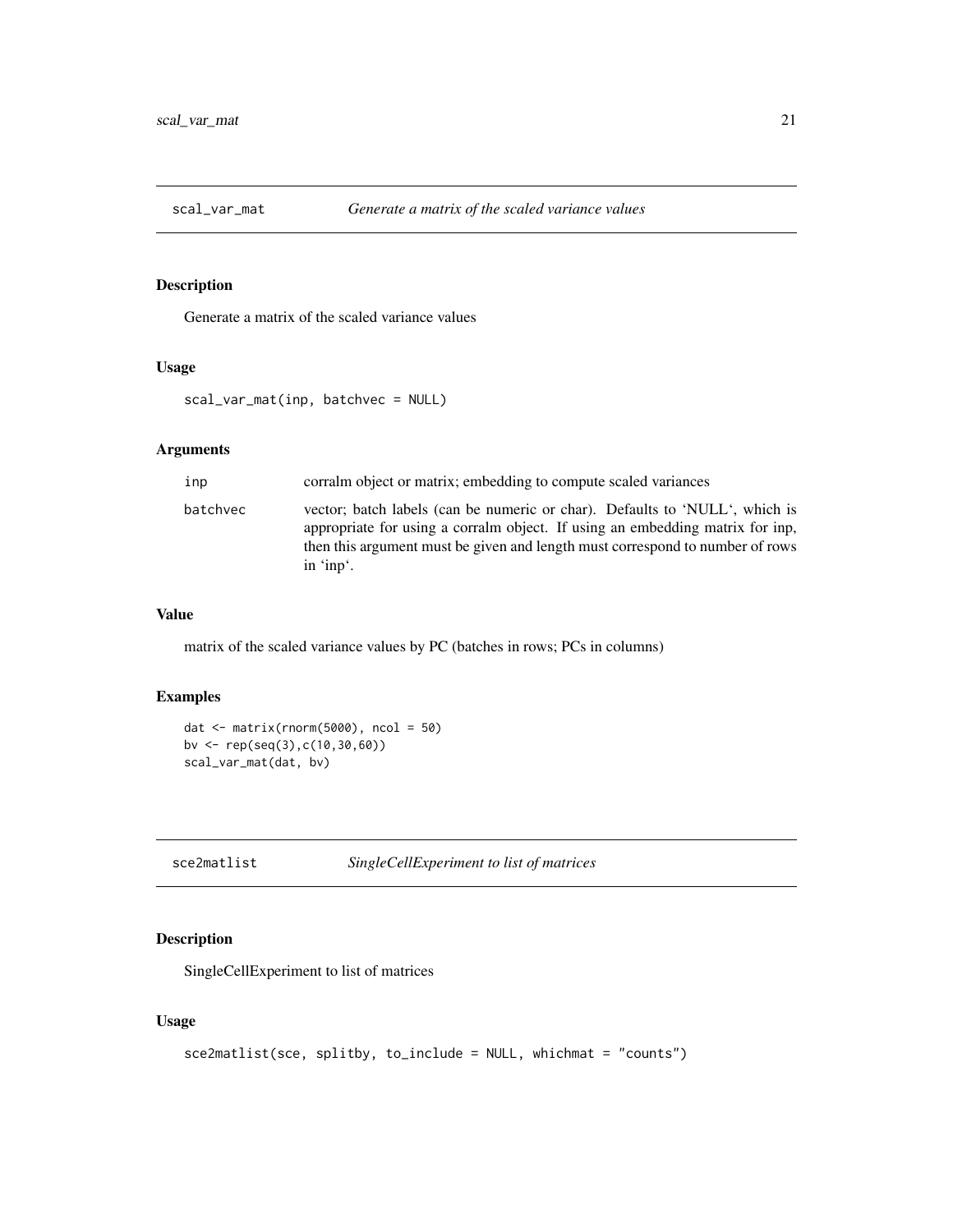## scal_var_mat — *Generate a matrix of the scaled variance values*

### Description

Generate a matrix of the scaled variance values

### Usage

```
scal_var_mat(inp, batchvec = NULL)
```

### Arguments

| | |
|---|---|
| inp | corralm object or matrix; embedding to compute scaled variances |
| batchvec | vector; batch labels (can be numeric or char). Defaults to 'NULL', which is appropriate for using a corralm object. If using an embedding matrix for inp, then this argument must be given and length must correspond to number of rows in 'inp'. |

### Value

matrix of the scaled variance values by PC (batches in rows; PCs in columns)

### Examples

```
dat <- matrix(rnorm(5000), ncol = 50)
bv <- rep(seq(3),c(10,30,60))
scal_var_mat(dat, bv)
```

## sce2matlist — *SingleCellExperiment to list of matrices*

### Description

SingleCellExperiment to list of matrices

### Usage

```
sce2matlist(sce, splitby, to_include = NULL, whichmat = "counts")
```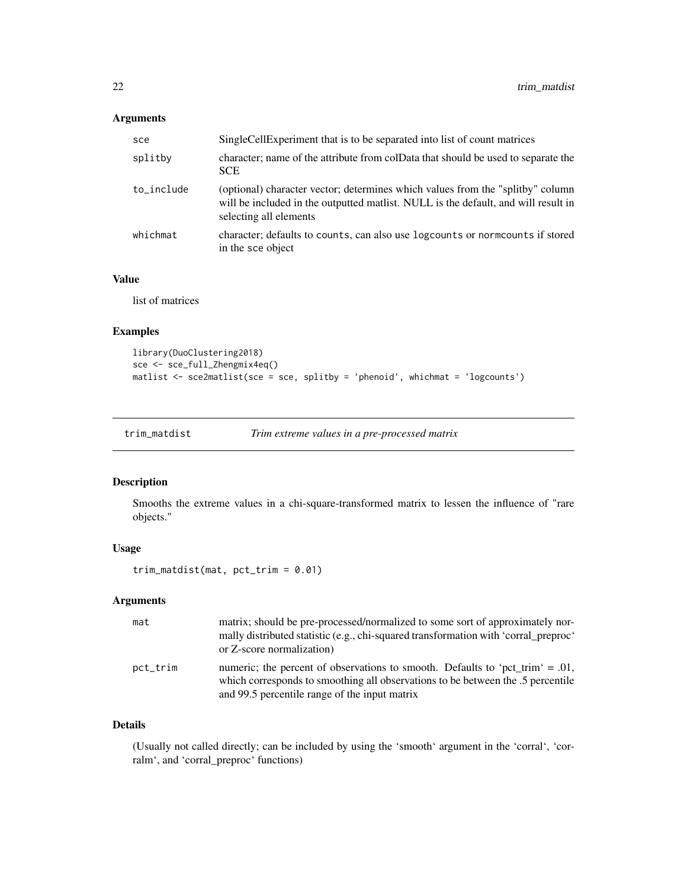## Arguments

| | |
|---|---|
| sce | SingleCellExperiment that is to be separated into list of count matrices |
| splitby | character; name of the attribute from colData that should be used to separate the SCE |
| to_include | (optional) character vector; determines which values from the "splitby" column will be included in the outputted matlist. NULL is the default, and will result in selecting all elements |
| whichmat | character; defaults to counts, can also use logcounts or normcounts if stored in the sce object |

## Value

list of matrices

## Examples

```
library(DuoClustering2018)
sce <- sce_full_Zhengmix4eq()
matlist <- sce2matlist(sce = sce, splitby = 'phenoid', whichmat = 'logcounts')
```

---

# trim_matdist *Trim extreme values in a pre-processed matrix*

---

## Description

Smooths the extreme values in a chi-square-transformed matrix to lessen the influence of "rare objects."

## Usage

```
trim_matdist(mat, pct_trim = 0.01)
```

## Arguments

| | |
|---|---|
| mat | matrix; should be pre-processed/normalized to some sort of approximately normally distributed statistic (e.g., chi-squared transformation with 'corral_preproc' or Z-score normalization) |
| pct_trim | numeric; the percent of observations to smooth. Defaults to 'pct_trim' = .01, which corresponds to smoothing all observations to be between the .5 percentile and 99.5 percentile range of the input matrix |

## Details

(Usually not called directly; can be included by using the 'smooth' argument in the 'corral', 'corralm', and 'corral_preproc' functions)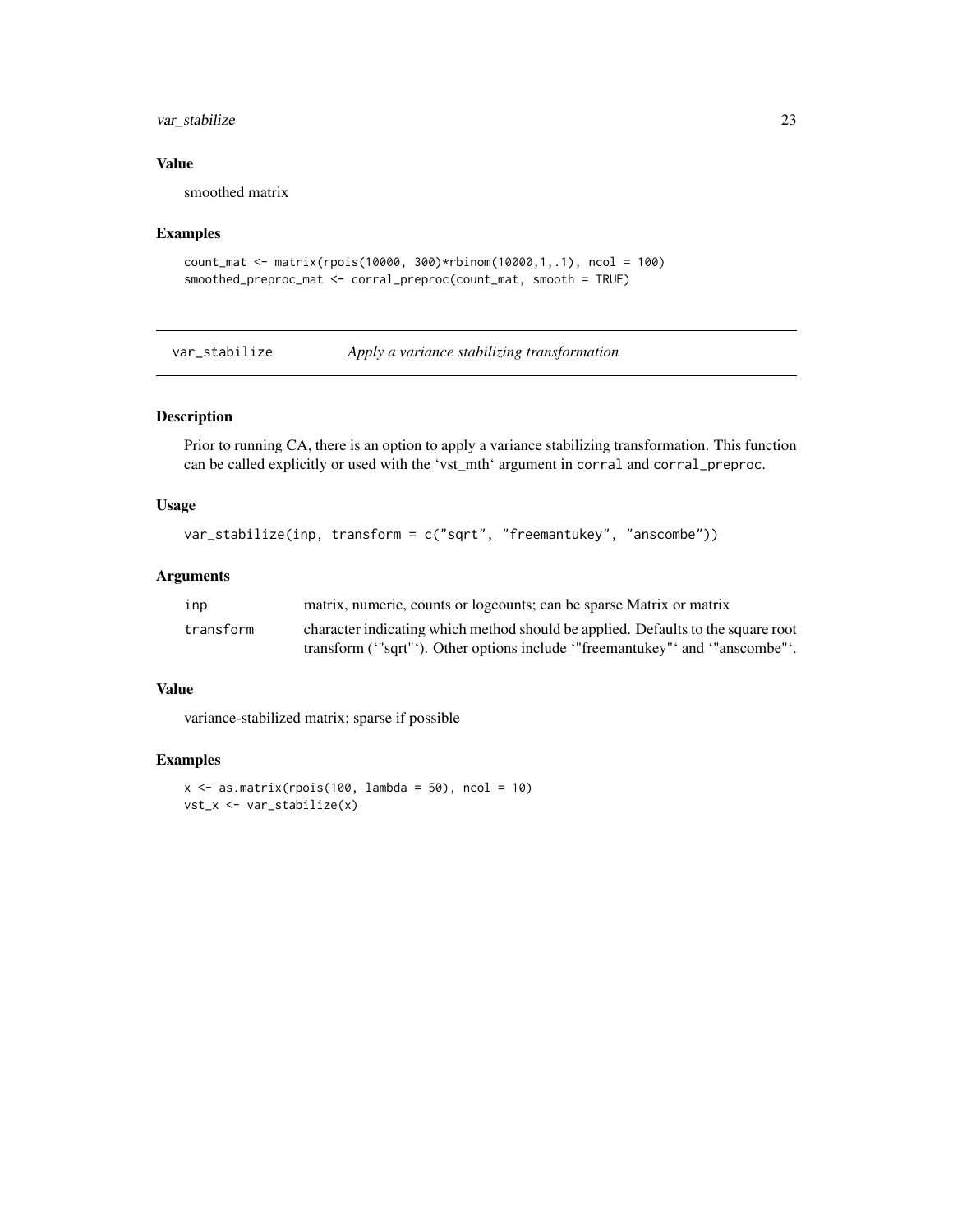### Value

smoothed matrix

### Examples

```
count_mat <- matrix(rpois(10000, 300)*rbinom(10000,1,.1), ncol = 100)
smoothed_preproc_mat <- corral_preproc(count_mat, smooth = TRUE)
```

---

## var_stabilize *Apply a variance stabilizing transformation*

---

### Description

Prior to running CA, there is an option to apply a variance stabilizing transformation. This function can be called explicitly or used with the 'vst_mth' argument in `corral` and `corral_preproc`.

### Usage

```
var_stabilize(inp, transform = c("sqrt", "freemantukey", "anscombe"))
```

### Arguments

| | |
|---|---|
| `inp` | matrix, numeric, counts or logcounts; can be sparse Matrix or matrix |
| `transform` | character indicating which method should be applied. Defaults to the square root transform ('"sqrt"'). Other options include '"freemantukey"' and '"anscombe"'. |

### Value

variance-stabilized matrix; sparse if possible

### Examples

```
x <- as.matrix(rpois(100, lambda = 50), ncol = 10)
vst_x <- var_stabilize(x)
```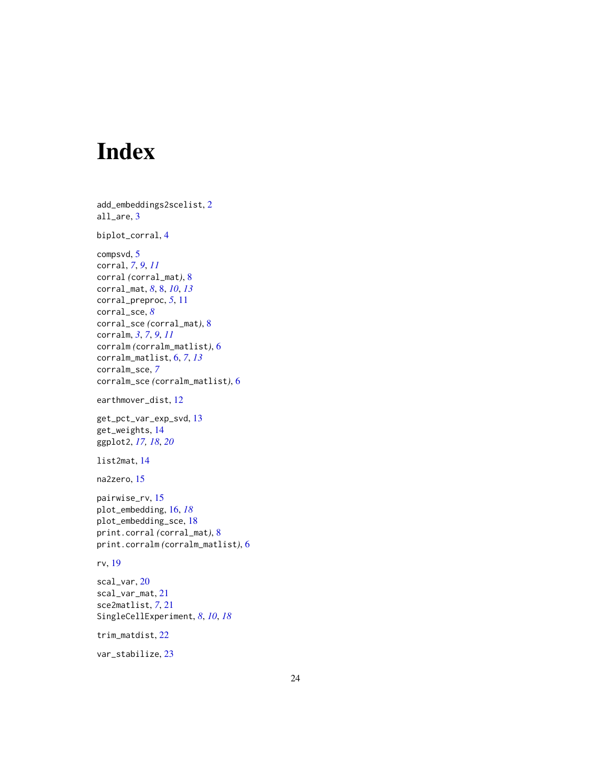# Index

add_embeddings2scelist, 2
all_are, 3

biplot_corral, 4

compsvd, 5
corral, *7*, *9*, *11*
corral *(*corral_mat*)*, 8
corral_mat, *8*, 8, *10*, *13*
corral_preproc, *5*, 11
corral_sce, *8*
corral_sce *(*corral_mat*)*, 8
corralm, *3*, *7*, *9*, *11*
corralm *(*corralm_matlist*)*, 6
corralm_matlist, 6, *7*, *13*
corralm_sce, *7*
corralm_sce *(*corralm_matlist*)*, 6

earthmover_dist, 12

get_pct_var_exp_svd, 13
get_weights, 14
ggplot2, *17, 18*, *20*

list2mat, 14

na2zero, 15

pairwise_rv, 15
plot_embedding, 16, *18*
plot_embedding_sce, 18
print.corral *(*corral_mat*)*, 8
print.corralm *(*corralm_matlist*)*, 6

rv, 19

scal_var, 20
scal_var_mat, 21
sce2matlist, *7*, 21
SingleCellExperiment, *8*, *10*, *18*

trim_matdist, 22

var_stabilize, 23